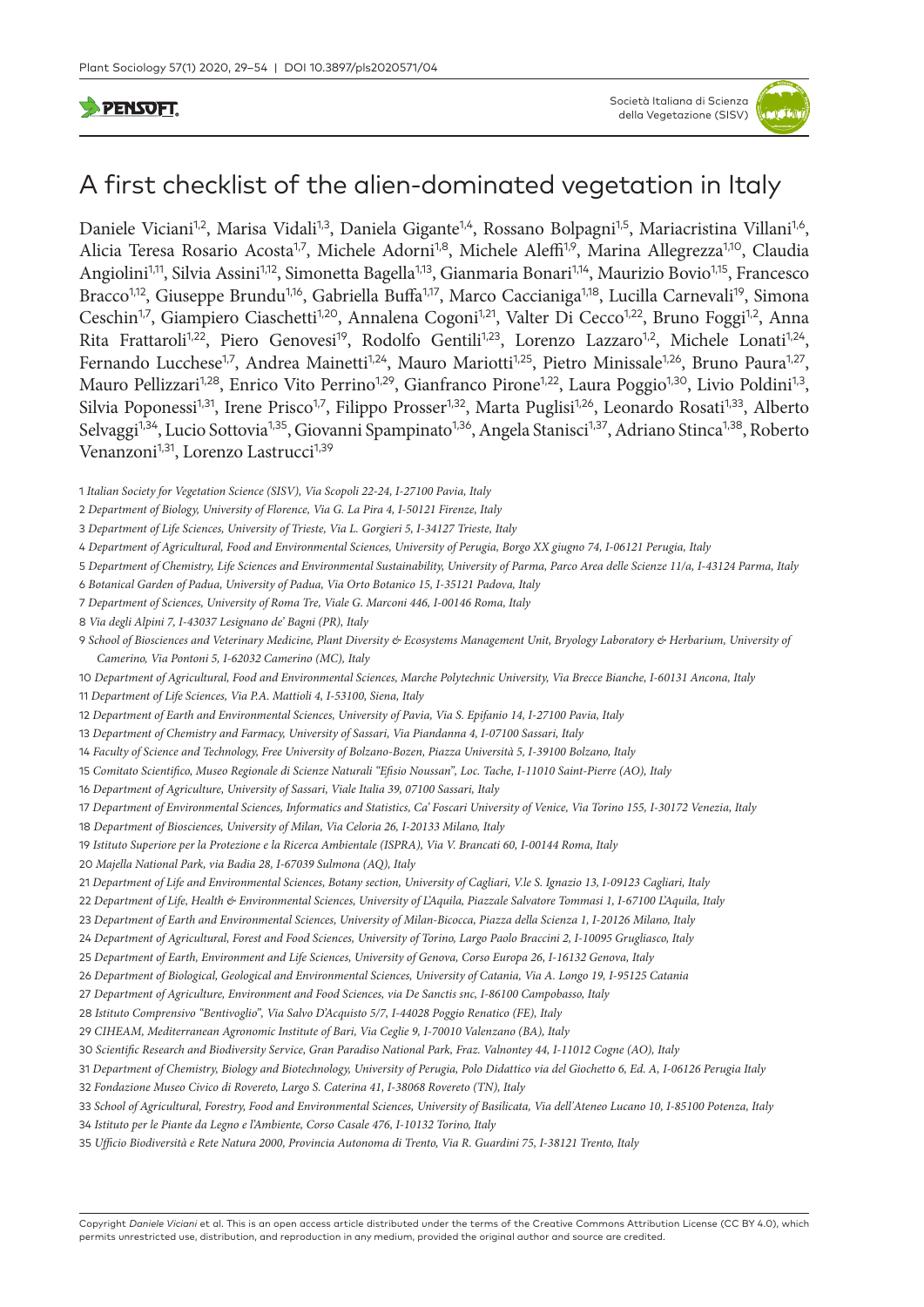# A first checklist of the alien-dominated vegetation in Italy

Daniele Viciani[1,2], Marisa Vidali[1,3], Daniela Gigante[1,4], Rossano Bolpagni[1,5], Mariacristina Villani[1,6], Alicia Teresa Rosario Acosta[1,7], Michele Adorni[1,8], Michele Aleffi[1,9], Marina Allegrezza[1,10], Claudia Angiolini[1,11], Silvia Assini[1,12], Simonetta Bagella[1,13], Gianmaria Bonari[1,14], Maurizio Bovio[1,15], Francesco Bracco[1,12], Giuseppe Brundu[1,16], Gabriella Buffa[1,17], Marco Caccianiga[1,18], Lucilla Carnevali[19], Simona Ceschin[1,7], Giampiero Ciaschetti[1,20], Annalena Cogoni[1,21], Valter Di Cecco[1,22], Bruno Foggi[1,2], Anna Rita Frattaroli[1,22], Piero Genovesi[19], Rodolfo Gentili[1,23], Lorenzo Lazzaro[1,2], Michele Lonati[1,24], Fernando Lucchese[1,7], Andrea Mainetti[1,24], Mauro Mariotti[1,25], Pietro Minissale[1,26], Bruno Paura[1,27], Mauro Pellizzari[1,28], Enrico Vito Perrino[1,29], Gianfranco Pirone[1,22], Laura Poggio[1,30], Livio Poldini[1,3], Silvia Poponessi[1,31], Irene Prisco[1,7], Filippo Prosser[1,32], Marta Puglisi[1,26], Leonardo Rosati[1,33], Alberto Selvaggi[1,34], Lucio Sottovia[1,35], Giovanni Spampinato[1,36], Angela Stanisci[1,37], Adriano Stinca[1,38], Roberto Venanzoni[1,31], Lorenzo Lastrucci[1,39]

1 *Italian Society for Vegetation Science (SISV), Via Scopoli 22-24, I-27100 Pavia, Italy*

2 *Department of Biology, University of Florence, Via G. La Pira 4, I-50121 Firenze, Italy*

3 *Department of Life Sciences, University of Trieste, Via L. Gorgieri 5, I-34127 Trieste, Italy*

4 *Department of Agricultural, Food and Environmental Sciences, University of Perugia, Borgo XX giugno 74, I-06121 Perugia, Italy*

5 *Department of Chemistry, Life Sciences and Environmental Sustainability, University of Parma, Parco Area delle Scienze 11/a, I-43124 Parma, Italy*

6 *Botanical Garden of Padua, University of Padua, Via Orto Botanico 15, I-35121 Padova, Italy*

7 *Department of Sciences, University of Roma Tre, Viale G. Marconi 446, I-00146 Roma, Italy*

8 *Via degli Alpini 7, I-43037 Lesignano de' Bagni (PR), Italy*

9 *School of Biosciences and Veterinary Medicine, Plant Diversity & Ecosystems Management Unit, Bryology Laboratory & Herbarium, University of Camerino, Via Pontoni 5, I-62032 Camerino (MC), Italy*

10 *Department of Agricultural, Food and Environmental Sciences, Marche Polytechnic University, Via Brecce Bianche, I-60131 Ancona, Italy*

11 *Department of Life Sciences, Via P.A. Mattioli 4, I-53100, Siena, Italy*

12 *Department of Earth and Environmental Sciences, University of Pavia, Via S. Epifanio 14, I-27100 Pavia, Italy*

13 *Department of Chemistry and Farmacy, University of Sassari, Via Piandanna 4, I-07100 Sassari, Italy*

14 *Faculty of Science and Technology, Free University of Bolzano-Bozen, Piazza Università 5, I-39100 Bolzano, Italy*

15 *Comitato Scientifico, Museo Regionale di Scienze Naturali "Efisio Noussan", Loc. Tache, I-11010 Saint-Pierre (AO), Italy*

16 *Department of Agriculture, University of Sassari, Viale Italia 39, 07100 Sassari, Italy*

17 *Department of Environmental Sciences, Informatics and Statistics, Ca' Foscari University of Venice, Via Torino 155, I-30172 Venezia, Italy*

18 *Department of Biosciences, University of Milan, Via Celoria 26, I-20133 Milano, Italy*

19 *Istituto Superiore per la Protezione e la Ricerca Ambientale (ISPRA), Via V. Brancati 60, I-00144 Roma, Italy*

20 *Majella National Park, via Badia 28, I-67039 Sulmona (AQ), Italy*

21 *Department of Life and Environmental Sciences, Botany section, University of Cagliari, V.le S. Ignazio 13, I-09123 Cagliari, Italy*

22 *Department of Life, Health & Environmental Sciences, University of L'Aquila, Piazzale Salvatore Tommasi 1, I-67100 L'Aquila, Italy*

23 *Department of Earth and Environmental Sciences, University of Milan-Bicocca, Piazza della Scienza 1, I-20126 Milano, Italy*

24 *Department of Agricultural, Forest and Food Sciences, University of Torino, Largo Paolo Braccini 2, I-10095 Grugliasco, Italy*

25 *Department of Earth, Environment and Life Sciences, University of Genova, Corso Europa 26, I-16132 Genova, Italy*

26 *Department of Biological, Geological and Environmental Sciences, University of Catania, Via A. Longo 19, I-95125 Catania*

27 *Department of Agriculture, Environment and Food Sciences, via De Sanctis snc, I-86100 Campobasso, Italy*

28 *Istituto Comprensivo "Bentivoglio", Via Salvo D'Acquisto 5/7, I-44028 Poggio Renatico (FE), Italy*

29 *CIHEAM, Mediterranean Agronomic Institute of Bari, Via Ceglie 9, I-70010 Valenzano (BA), Italy*

30 *Scientific Research and Biodiversity Service, Gran Paradiso National Park, Fraz. Valnontey 44, I-11012 Cogne (AO), Italy*

31 *Department of Chemistry, Biology and Biotechnology, University of Perugia, Polo Didattico via del Giochetto 6, Ed. A, I-06126 Perugia Italy*

32 *Fondazione Museo Civico di Rovereto, Largo S. Caterina 41, I-38068 Rovereto (TN), Italy*

33 *School of Agricultural, Forestry, Food and Environmental Sciences, University of Basilicata, Via dell'Ateneo Lucano 10, I-85100 Potenza, Italy*

34 *Istituto per le Piante da Legno e l'Ambiente, Corso Casale 476, I-10132 Torino, Italy*

35 *Ufficio Biodiversità e Rete Natura 2000, Provincia Autonoma di Trento, Via R. Guardini 75, I-38121 Trento, Italy*

Copyright *Daniele Viciani* et al. This is an open access article distributed under the terms of the Creative Commons Attribution License (CC BY 4.0), which permits unrestricted use, distribution, and reproduction in any medium, provided the original author and source are credited.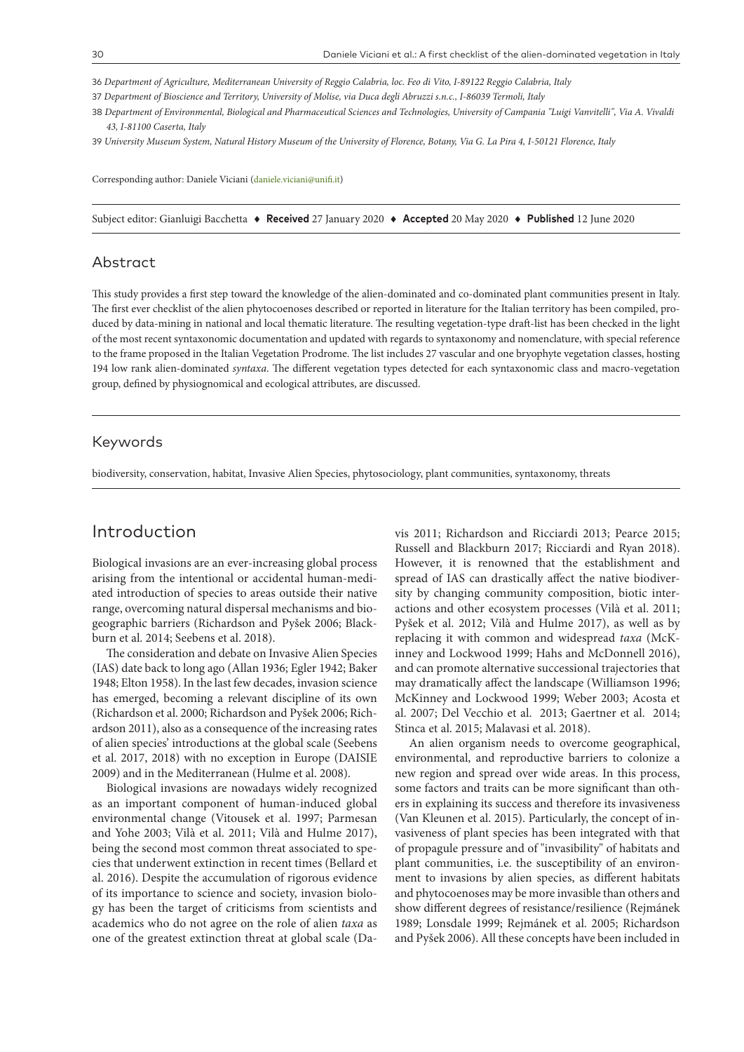36 *Department of Agriculture, Mediterranean University of Reggio Calabria, loc. Feo di Vito, I-89122 Reggio Calabria, Italy*

37 *Department of Bioscience and Territory, University of Molise, via Duca degli Abruzzi s.n.c., I-86039 Termoli, Italy*

38 *Department of Environmental, Biological and Pharmaceutical Sciences and Technologies, University of Campania "Luigi Vanvitelli", Via A. Vivaldi 43, I-81100 Caserta, Italy*

39 *University Museum System, Natural History Museum of the University of Florence, Botany, Via G. La Pira 4, I-50121 Florence, Italy*

Corresponding author: Daniele Viciani (daniele.viciani@unifi.it)

Subject editor: Gianluigi Bacchetta ♦ **Received** 27 January 2020 ♦ **Accepted** 20 May 2020 ♦ **Published** 12 June 2020

## Abstract

This study provides a first step toward the knowledge of the alien-dominated and co-dominated plant communities present in Italy. The first ever checklist of the alien phytocoenoses described or reported in literature for the Italian territory has been compiled, produced by data-mining in national and local thematic literature. The resulting vegetation-type draft-list has been checked in the light of the most recent syntaxonomic documentation and updated with regards to syntaxonomy and nomenclature, with special reference to the frame proposed in the Italian Vegetation Prodrome. The list includes 27 vascular and one bryophyte vegetation classes, hosting 194 low rank alien-dominated *syntaxa*. The different vegetation types detected for each syntaxonomic class and macro-vegetation group, defined by physiognomical and ecological attributes, are discussed.

## Keywords

biodiversity, conservation, habitat, Invasive Alien Species, phytosociology, plant communities, syntaxonomy, threats

# Introduction

Biological invasions are an ever-increasing global process arising from the intentional or accidental human-mediated introduction of species to areas outside their native range, overcoming natural dispersal mechanisms and biogeographic barriers (Richardson and Pyšek 2006; Blackburn et al. 2014; Seebens et al. 2018).

The consideration and debate on Invasive Alien Species (IAS) date back to long ago (Allan 1936; Egler 1942; Baker 1948; Elton 1958). In the last few decades, invasion science has emerged, becoming a relevant discipline of its own (Richardson et al. 2000; Richardson and Pyšek 2006; Richardson 2011), also as a consequence of the increasing rates of alien species' introductions at the global scale (Seebens et al. 2017, 2018) with no exception in Europe (DAISIE 2009) and in the Mediterranean (Hulme et al. 2008).

Biological invasions are nowadays widely recognized as an important component of human-induced global environmental change (Vitousek et al. 1997; Parmesan and Yohe 2003; Vilà et al. 2011; Vilà and Hulme 2017), being the second most common threat associated to species that underwent extinction in recent times (Bellard et al. 2016). Despite the accumulation of rigorous evidence of its importance to science and society, invasion biology has been the target of criticisms from scientists and academics who do not agree on the role of alien *taxa* as one of the greatest extinction threat at global scale (Davis 2011; Richardson and Ricciardi 2013; Pearce 2015; Russell and Blackburn 2017; Ricciardi and Ryan 2018). However, it is renowned that the establishment and spread of IAS can drastically affect the native biodiversity by changing community composition, biotic interactions and other ecosystem processes (Vilà et al. 2011; Pyšek et al. 2012; Vilà and Hulme 2017), as well as by replacing it with common and widespread *taxa* (McKinney and Lockwood 1999; Hahs and McDonnell 2016), and can promote alternative successional trajectories that may dramatically affect the landscape (Williamson 1996; McKinney and Lockwood 1999; Weber 2003; Acosta et al. 2007; Del Vecchio et al. 2013; Gaertner et al. 2014; Stinca et al. 2015; Malavasi et al. 2018).

An alien organism needs to overcome geographical, environmental, and reproductive barriers to colonize a new region and spread over wide areas. In this process, some factors and traits can be more significant than others in explaining its success and therefore its invasiveness (Van Kleunen et al. 2015). Particularly, the concept of invasiveness of plant species has been integrated with that of propagule pressure and of "invasibility" of habitats and plant communities, i.e. the susceptibility of an environment to invasions by alien species, as different habitats and phytocoenoses may be more invasible than others and show different degrees of resistance/resilience (Rejmánek 1989; Lonsdale 1999; Rejmánek et al. 2005; Richardson and Pyšek 2006). All these concepts have been included in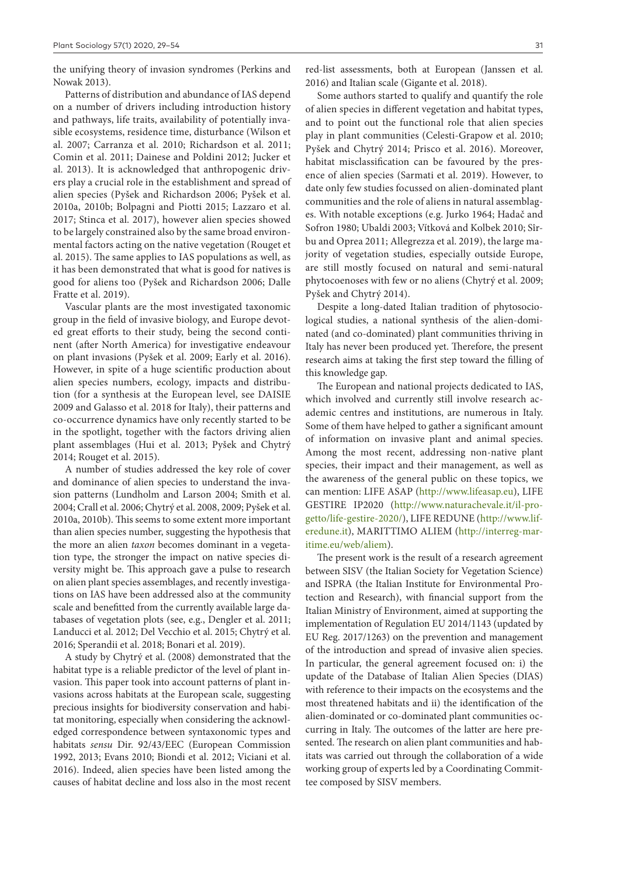the unifying theory of invasion syndromes (Perkins and Nowak 2013).

Patterns of distribution and abundance of IAS depend on a number of drivers including introduction history and pathways, life traits, availability of potentially invasible ecosystems, residence time, disturbance (Wilson et al. 2007; Carranza et al. 2010; Richardson et al. 2011; Comin et al. 2011; Dainese and Poldini 2012; Jucker et al. 2013). It is acknowledged that anthropogenic drivers play a crucial role in the establishment and spread of alien species (Pyšek and Richardson 2006; Pyšek et al. 2010a, 2010b; Bolpagni and Piotti 2015; Lazzaro et al. 2017; Stinca et al. 2017), however alien species showed to be largely constrained also by the same broad environmental factors acting on the native vegetation (Rouget et al. 2015). The same applies to IAS populations as well, as it has been demonstrated that what is good for natives is good for aliens too (Pyšek and Richardson 2006; Dalle Fratte et al. 2019).

Vascular plants are the most investigated taxonomic group in the field of invasive biology, and Europe devoted great efforts to their study, being the second continent (after North America) for investigative endeavour on plant invasions (Pyšek et al. 2009; Early et al. 2016). However, in spite of a huge scientific production about alien species numbers, ecology, impacts and distribution (for a synthesis at the European level, see DAISIE 2009 and Galasso et al. 2018 for Italy), their patterns and co-occurrence dynamics have only recently started to be in the spotlight, together with the factors driving alien plant assemblages (Hui et al. 2013; Pyšek and Chytrý 2014; Rouget et al. 2015).

A number of studies addressed the key role of cover and dominance of alien species to understand the invasion patterns (Lundholm and Larson 2004; Smith et al. 2004; Crall et al. 2006; Chytrý et al. 2008, 2009; Pyšek et al. 2010a, 2010b). This seems to some extent more important than alien species number, suggesting the hypothesis that the more an alien *taxon* becomes dominant in a vegetation type, the stronger the impact on native species diversity might be. This approach gave a pulse to research on alien plant species assemblages, and recently investigations on IAS have been addressed also at the community scale and benefitted from the currently available large databases of vegetation plots (see, e.g., Dengler et al. 2011; Landucci et al. 2012; Del Vecchio et al. 2015; Chytrý et al. 2016; Sperandii et al. 2018; Bonari et al. 2019).

A study by Chytrý et al. (2008) demonstrated that the habitat type is a reliable predictor of the level of plant invasion. This paper took into account patterns of plant invasions across habitats at the European scale, suggesting precious insights for biodiversity conservation and habitat monitoring, especially when considering the acknowledged correspondence between syntaxonomic types and habitats *sensu* Dir. 92/43/EEC (European Commission 1992, 2013; Evans 2010; Biondi et al. 2012; Viciani et al. 2016). Indeed, alien species have been listed among the causes of habitat decline and loss also in the most recent red-list assessments, both at European (Janssen et al. 2016) and Italian scale (Gigante et al. 2018).

Some authors started to qualify and quantify the role of alien species in different vegetation and habitat types, and to point out the functional role that alien species play in plant communities (Celesti-Grapow et al. 2010; Pyšek and Chytrý 2014; Prisco et al. 2016). Moreover, habitat misclassification can be favoured by the presence of alien species (Sarmati et al. 2019). However, to date only few studies focussed on alien-dominated plant communities and the role of aliens in natural assemblages. With notable exceptions (e.g. Jurko 1964; Hadač and Sofron 1980; Ubaldi 2003; Vítková and Kolbek 2010; Sîrbu and Oprea 2011; Allegrezza et al. 2019), the large majority of vegetation studies, especially outside Europe, are still mostly focused on natural and semi-natural phytocoenoses with few or no aliens (Chytrý et al. 2009; Pyšek and Chytrý 2014).

Despite a long-dated Italian tradition of phytosociological studies, a national synthesis of the alien-dominated (and co-dominated) plant communities thriving in Italy has never been produced yet. Therefore, the present research aims at taking the first step toward the filling of this knowledge gap.

The European and national projects dedicated to IAS, which involved and currently still involve research academic centres and institutions, are numerous in Italy. Some of them have helped to gather a significant amount of information on invasive plant and animal species. Among the most recent, addressing non-native plant species, their impact and their management, as well as the awareness of the general public on these topics, we can mention: LIFE ASAP (http://www.lifeasap.eu), LIFE GESTIRE IP2020 (http://www.naturachevale.it/il-progetto/life-gestire-2020/), LIFE REDUNE (http://www.liferedune.it), MARITTIMO ALIEM (http://interreg-maritime.eu/web/aliem).

The present work is the result of a research agreement between SISV (the Italian Society for Vegetation Science) and ISPRA (the Italian Institute for Environmental Protection and Research), with financial support from the Italian Ministry of Environment, aimed at supporting the implementation of Regulation EU 2014/1143 (updated by EU Reg. 2017/1263) on the prevention and management of the introduction and spread of invasive alien species. In particular, the general agreement focused on: i) the update of the Database of Italian Alien Species (DIAS) with reference to their impacts on the ecosystems and the most threatened habitats and ii) the identification of the alien-dominated or co-dominated plant communities occurring in Italy. The outcomes of the latter are here presented. The research on alien plant communities and habitats was carried out through the collaboration of a wide working group of experts led by a Coordinating Committee composed by SISV members.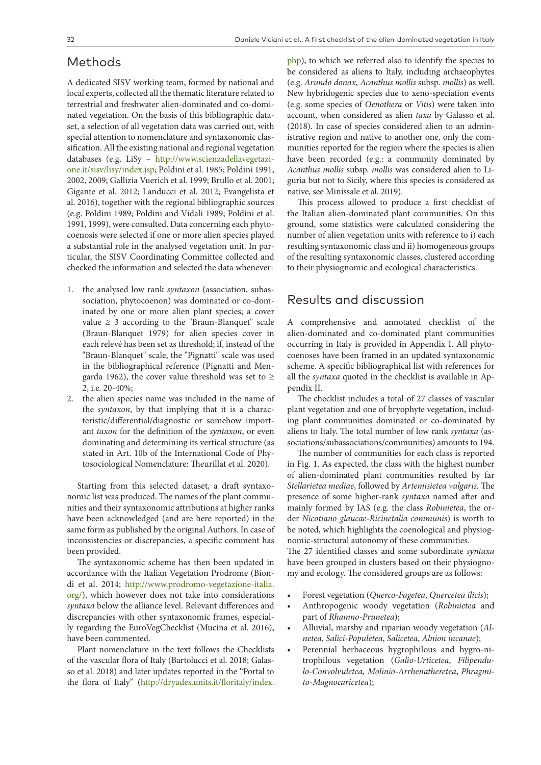## Methods

A dedicated SISV working team, formed by national and local experts, collected all the thematic literature related to terrestrial and freshwater alien-dominated and co-dominated vegetation. On the basis of this bibliographic dataset, a selection of all vegetation data was carried out, with special attention to nomenclature and syntaxonomic classification. All the existing national and regional vegetation databases (e.g. LiSy – http://www.scienzadellavegetazione.it/sisv/lisy/index.jsp; Poldini et al. 1985; Poldini 1991, 2002, 2009; Gallizia Vuerich et al. 1999; Brullo et al. 2001; Gigante et al. 2012; Landucci et al. 2012; Evangelista et al. 2016), together with the regional bibliographic sources (e.g. Poldini 1989; Poldini and Vidali 1989; Poldini et al. 1991, 1999), were consulted. Data concerning each phytocoenosis were selected if one or more alien species played a substantial role in the analysed vegetation unit. In particular, the SISV Coordinating Committee collected and checked the information and selected the data whenever:

1. the analysed low rank *syntaxon* (association, subassociation, phytocoenon) was dominated or co-dominated by one or more alien plant species; a cover value ≥ 3 according to the "Braun-Blanquet" scale (Braun-Blanquet 1979) for alien species cover in each relevé has been set as threshold; if, instead of the "Braun-Blanquet" scale, the "Pignatti" scale was used in the bibliographical reference (Pignatti and Mengarda 1962), the cover value threshold was set to ≥ 2, i.e. 20-40%;
2. the alien species name was included in the name of the *syntaxon*, by that implying that it is a characteristic/differential/diagnostic or somehow important *taxon* for the definition of the *syntaxon*, or even dominating and determining its vertical structure (as stated in Art. 10b of the International Code of Phytosociological Nomenclature: Theurillat et al. 2020).

Starting from this selected dataset, a draft syntaxonomic list was produced. The names of the plant communities and their syntaxonomic attributions at higher ranks have been acknowledged (and are here reported) in the same form as published by the original Authors. In case of inconsistencies or discrepancies, a specific comment has been provided.

The syntaxonomic scheme has then been updated in accordance with the Italian Vegetation Prodrome (Biondi et al. 2014; http://www.prodromo-vegetazione-italia.org/), which however does not take into considerations *syntaxa* below the alliance level. Relevant differences and discrepancies with other syntaxonomic frames, especially regarding the EuroVegChecklist (Mucina et al. 2016), have been commented.

Plant nomenclature in the text follows the Checklists of the vascular flora of Italy (Bartolucci et al. 2018; Galasso et al. 2018) and later updates reported in the "Portal to the flora of Italy" (http://dryades.units.it/floritaly/index.php), to which we referred also to identify the species to be considered as aliens to Italy, including archaeophytes (e.g. *Arundo donax*, *Acanthus mollis* subsp. *mollis*) as well. New hybridogenic species due to xeno-speciation events (e.g. some species of *Oenothera* or *Vitis*) were taken into account, when considered as alien *taxa* by Galasso et al. (2018). In case of species considered alien to an administrative region and native to another one, only the communities reported for the region where the species is alien have been recorded (e.g.: a community dominated by *Acanthus mollis* subsp. *mollis* was considered alien to Liguria but not to Sicily, where this species is considered as native, see Minissale et al. 2019).

This process allowed to produce a first checklist of the Italian alien-dominated plant communities. On this ground, some statistics were calculated considering the number of alien vegetation units with reference to i) each resulting syntaxonomic class and ii) homogeneous groups of the resulting syntaxonomic classes, clustered according to their physiognomic and ecological characteristics.

## Results and discussion

A comprehensive and annotated checklist of the alien-dominated and co-dominated plant communities occurring in Italy is provided in Appendix I. All phytocoenoses have been framed in an updated syntaxonomic scheme. A specific bibliographical list with references for all the *syntaxa* quoted in the checklist is available in Appendix II.

The checklist includes a total of 27 classes of vascular plant vegetation and one of bryophyte vegetation, including plant communities dominated or co-dominated by aliens to Italy. The total number of low rank *syntaxa* (associations/subassociations/communities) amounts to 194.

The number of communities for each class is reported in Fig. 1. As expected, the class with the highest number of alien-dominated plant communities resulted by far *Stellarietea mediae*, followed by *Artemisietea vulgaris.* The presence of some higher-rank *syntaxa* named after and mainly formed by IAS (e.g. the class *Robinietea*, the order *Nicotiano glaucae-Ricinetalia communis*) is worth to be noted, which highlights the coenological and physiognomic-structural autonomy of these communities.

The 27 identified classes and some subordinate *syntaxa* have been grouped in clusters based on their physiognomy and ecology. The considered groups are as follows:

- Forest vegetation (*Querco-Fagetea*, *Quercetea ilicis*);
- Anthropogenic woody vegetation (*Robinietea* and part of *Rhamno-Prunetea*);
- Alluvial, marshy and riparian woody vegetation (*Alnetea*, *Salici-Populetea*, *Salicetea*, *Alnion incanae*);
- Perennial herbaceous hygrophilous and hygro-nitrophilous vegetation (*Galio-Urticetea*, *Filipendulo-Convolvuletea*, *Molinio-Arrhenatheretea*, *Phragmito-Magnocaricetea*);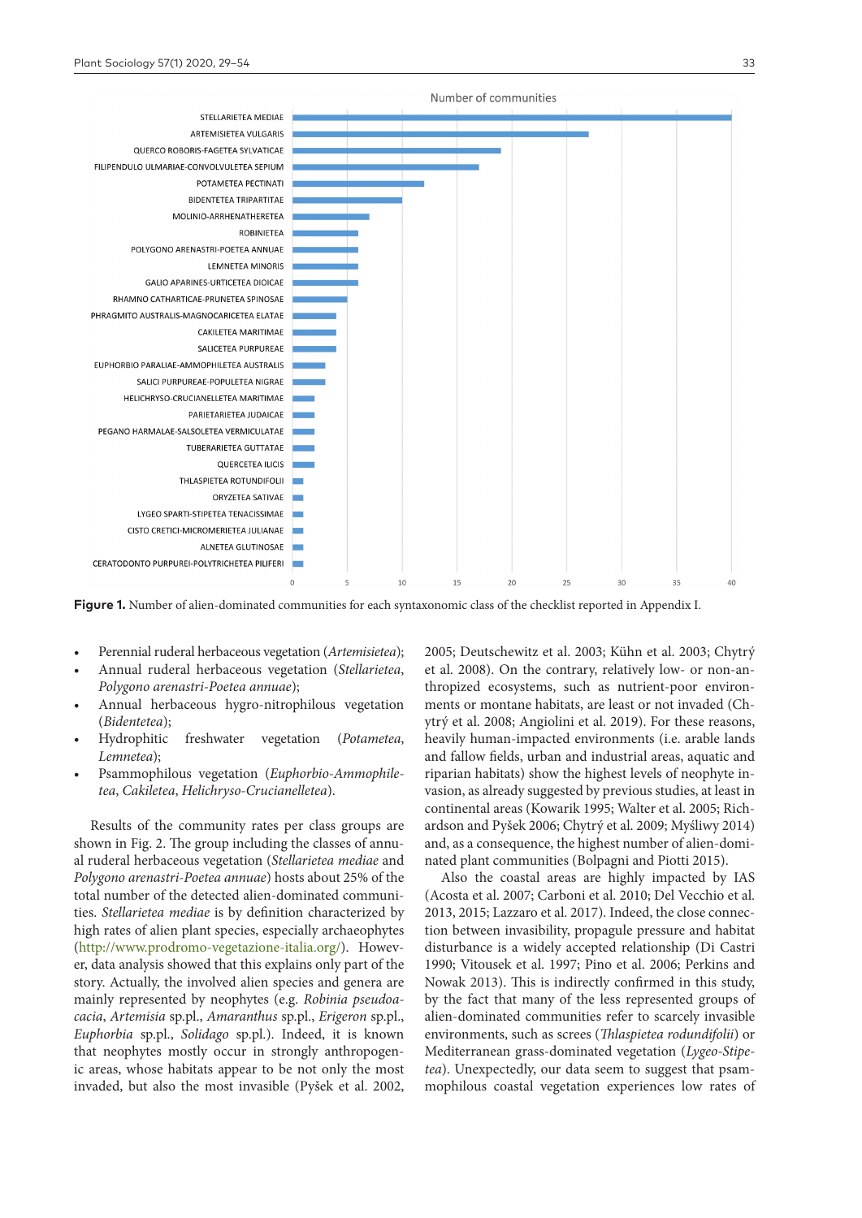| Syntaxonomic class | Number of communities |
|---|---|
| STELLARIETEA MEDIAE | 40 |
| ARTEMISIETEA VULGARIS | 27 |
| QUERCO ROBORIS-FAGETEA SYLVATICAE | 19 |
| FILIPENDULO ULMARIAE-CONVOLVULETEA SEPIUM | 17 |
| POTAMETEA PECTINATI | 12 |
| BIDENTETEA TRIPARTITAE | 10 |
| MOLINIO-ARRHENATHERETEA | 7 |
| ROBINIETEA | 6 |
| POLYGONO ARENASTRI-POETEA ANNUAE | 6 |
| LEMNETEA MINORIS | 6 |
| GALIO APARINES-URTICETEA DIOICAE | 6 |
| RHAMNO CATHARTICAE-PRUNETEA SPINOSAE | 5 |
| PHRAGMITO AUSTRALIS-MAGNOCARICETEA ELATAE | 4 |
| CAKILETEA MARITIMAE | 4 |
| SALICETEA PURPUREAE | 4 |
| EUPHORBIO PARALIAE-AMMOPHILETEA AUSTRALIS | 3 |
| SALICI PURPUREAE-POPULETEA NIGRAE | 3 |
| HELICHRYSO-CRUCIANELLETEA MARITIMAE | 2 |
| PARIETARIETEA JUDAICAE | 2 |
| PEGANO HARMALAE-SALSOLETEA VERMICULATAE | 2 |
| TUBERARIETEA GUTTATAE | 2 |
| QUERCETEA ILICIS | 2 |
| THLASPIETEA ROTUNDIFOLII | 1 |
| ORYZETEA SATIVAE | 1 |
| LYGEO SPARTI-STIPETEA TENACISSIMAE | 1 |
| CISTO CRETICI-MICROMERIETEA JULIANAE | 1 |
| ALNETEA GLUTINOSAE | 1 |
| CERATODONTO PURPUREI-POLYTRICHETEA PILIFERI | 1 |

**Figure 1.** Number of alien-dominated communities for each syntaxonomic class of the checklist reported in Appendix I.

- Perennial ruderal herbaceous vegetation (*Artemisietea*);
- Annual ruderal herbaceous vegetation (*Stellarietea*, *Polygono arenastri-Poetea annuae*);
- Annual herbaceous hygro-nitrophilous vegetation (*Bidentetea*);
- Hydrophitic freshwater vegetation (*Potametea*, *Lemnetea*);
- Psammophilous vegetation (*Euphorbio-Ammophiletea*, *Cakiletea*, *Helichryso-Crucianelletea*).

Results of the community rates per class groups are shown in Fig. 2. The group including the classes of annual ruderal herbaceous vegetation (*Stellarietea mediae* and *Polygono arenastri-Poetea annuae*) hosts about 25% of the total number of the detected alien-dominated communities. *Stellarietea mediae* is by definition characterized by high rates of alien plant species, especially archaeophytes (http://www.prodromo-vegetazione-italia.org/). However, data analysis showed that this explains only part of the story. Actually, the involved alien species and genera are mainly represented by neophytes (e.g. *Robinia pseudoacacia*, *Artemisia* sp.pl., *Amaranthus* sp.pl., *Erigeron* sp.pl., *Euphorbia* sp.pl., *Solidago* sp.pl.). Indeed, it is known that neophytes mostly occur in strongly anthropogenic areas, whose habitats appear to be not only the most invaded, but also the most invasible (Pyšek et al. 2002, 2005; Deutschewitz et al. 2003; Kühn et al. 2003; Chytrý et al. 2008). On the contrary, relatively low- or non-anthropized ecosystems, such as nutrient-poor environments or montane habitats, are least or not invaded (Chytrý et al. 2008; Angiolini et al. 2019). For these reasons, heavily human-impacted environments (i.e. arable lands and fallow fields, urban and industrial areas, aquatic and riparian habitats) show the highest levels of neophyte invasion, as already suggested by previous studies, at least in continental areas (Kowarik 1995; Walter et al. 2005; Richardson and Pyšek 2006; Chytrý et al. 2009; Myśliwy 2014) and, as a consequence, the highest number of alien-dominated plant communities (Bolpagni and Piotti 2015).

Also the coastal areas are highly impacted by IAS (Acosta et al. 2007; Carboni et al. 2010; Del Vecchio et al. 2013, 2015; Lazzaro et al. 2017). Indeed, the close connection between invasibility, propagule pressure and habitat disturbance is a widely accepted relationship (Di Castri 1990; Vitousek et al. 1997; Pino et al. 2006; Perkins and Nowak 2013). This is indirectly confirmed in this study, by the fact that many of the less represented groups of alien-dominated communities refer to scarcely invasible environments, such as screes (*Thlaspietea rodundifolii*) or Mediterranean grass-dominated vegetation (*Lygeo-Stipetea*). Unexpectedly, our data seem to suggest that psammophilous coastal vegetation experiences low rates of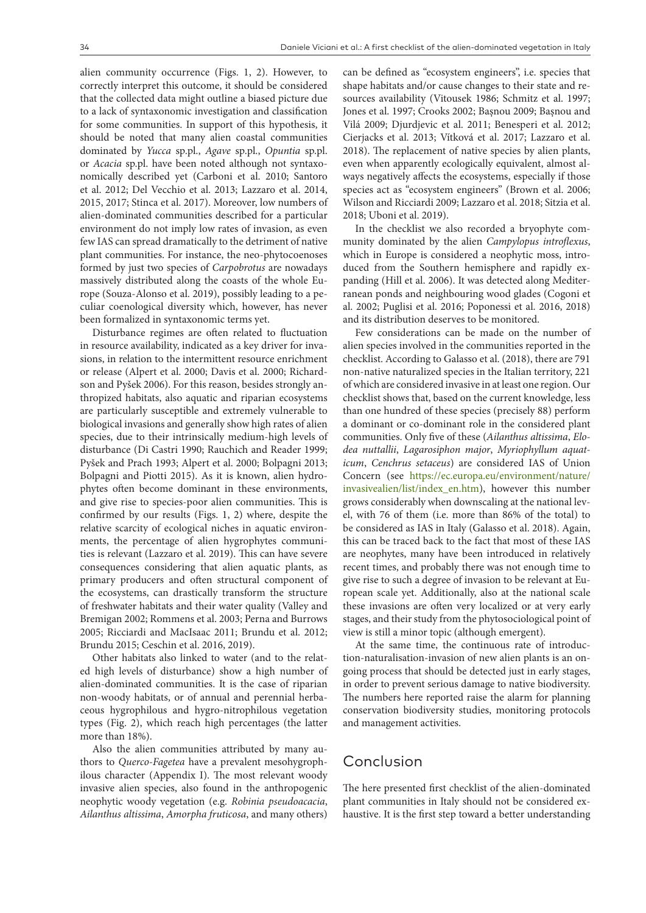alien community occurrence (Figs. 1, 2). However, to correctly interpret this outcome, it should be considered that the collected data might outline a biased picture due to a lack of syntaxonomic investigation and classification for some communities. In support of this hypothesis, it should be noted that many alien coastal communities dominated by *Yucca* sp.pl., *Agave* sp.pl., *Opuntia* sp.pl. or *Acacia* sp.pl. have been noted although not syntaxonomically described yet (Carboni et al. 2010; Santoro et al. 2012; Del Vecchio et al. 2013; Lazzaro et al. 2014, 2015, 2017; Stinca et al. 2017). Moreover, low numbers of alien-dominated communities described for a particular environment do not imply low rates of invasion, as even few IAS can spread dramatically to the detriment of native plant communities. For instance, the neo-phytocoenoses formed by just two species of *Carpobrotus* are nowadays massively distributed along the coasts of the whole Europe (Souza-Alonso et al. 2019), possibly leading to a peculiar coenological diversity which, however, has never been formalized in syntaxonomic terms yet.

Disturbance regimes are often related to fluctuation in resource availability, indicated as a key driver for invasions, in relation to the intermittent resource enrichment or release (Alpert et al. 2000; Davis et al. 2000; Richardson and Pyšek 2006). For this reason, besides strongly anthropized habitats, also aquatic and riparian ecosystems are particularly susceptible and extremely vulnerable to biological invasions and generally show high rates of alien species, due to their intrinsically medium-high levels of disturbance (Di Castri 1990; Rauchich and Reader 1999; Pyšek and Prach 1993; Alpert et al. 2000; Bolpagni 2013; Bolpagni and Piotti 2015). As it is known, alien hydrophytes often become dominant in these environments, and give rise to species-poor alien communities. This is confirmed by our results (Figs. 1, 2) where, despite the relative scarcity of ecological niches in aquatic environments, the percentage of alien hygrophytes communities is relevant (Lazzaro et al. 2019). This can have severe consequences considering that alien aquatic plants, as primary producers and often structural component of the ecosystems, can drastically transform the structure of freshwater habitats and their water quality (Valley and Bremigan 2002; Rommens et al. 2003; Perna and Burrows 2005; Ricciardi and MacIsaac 2011; Brundu et al. 2012; Brundu 2015; Ceschin et al. 2016, 2019).

Other habitats also linked to water (and to the related high levels of disturbance) show a high number of alien-dominated communities. It is the case of riparian non-woody habitats, or of annual and perennial herbaceous hygrophilous and hygro-nitrophilous vegetation types (Fig. 2), which reach high percentages (the latter more than 18%).

Also the alien communities attributed by many authors to *Querco-Fagetea* have a prevalent mesohygrophilous character (Appendix I). The most relevant woody invasive alien species, also found in the anthropogenic neophytic woody vegetation (e.g. *Robinia pseudoacacia*, *Ailanthus altissima*, *Amorpha fruticosa*, and many others) can be defined as "ecosystem engineers", i.e. species that shape habitats and/or cause changes to their state and resources availability (Vitousek 1986; Schmitz et al. 1997; Jones et al. 1997; Crooks 2002; Başnou 2009; Başnou and Vilá 2009; Djurdjevic et al. 2011; Benesperi et al. 2012; Cierjacks et al. 2013; Vítková et al. 2017; Lazzaro et al. 2018). The replacement of native species by alien plants, even when apparently ecologically equivalent, almost always negatively affects the ecosystems, especially if those species act as "ecosystem engineers" (Brown et al. 2006; Wilson and Ricciardi 2009; Lazzaro et al. 2018; Sitzia et al. 2018; Uboni et al. 2019).

In the checklist we also recorded a bryophyte community dominated by the alien *Campylopus introflexus*, which in Europe is considered a neophytic moss, introduced from the Southern hemisphere and rapidly expanding (Hill et al. 2006). It was detected along Mediterranean ponds and neighbouring wood glades (Cogoni et al. 2002; Puglisi et al. 2016; Poponessi et al. 2016, 2018) and its distribution deserves to be monitored.

Few considerations can be made on the number of alien species involved in the communities reported in the checklist. According to Galasso et al. (2018), there are 791 non-native naturalized species in the Italian territory, 221 of which are considered invasive in at least one region. Our checklist shows that, based on the current knowledge, less than one hundred of these species (precisely 88) perform a dominant or co-dominant role in the considered plant communities. Only five of these (*Ailanthus altissima*, *Elodea nuttallii*, *Lagarosiphon major*, *Myriophyllum aquaticum*, *Cenchrus setaceus*) are considered IAS of Union Concern (see https://ec.europa.eu/environment/nature/invasivealien/list/index_en.htm), however this number grows considerably when downscaling at the national level, with 76 of them (i.e. more than 86% of the total) to be considered as IAS in Italy (Galasso et al. 2018). Again, this can be traced back to the fact that most of these IAS are neophytes, many have been introduced in relatively recent times, and probably there was not enough time to give rise to such a degree of invasion to be relevant at European scale yet. Additionally, also at the national scale these invasions are often very localized or at very early stages, and their study from the phytosociological point of view is still a minor topic (although emergent).

At the same time, the continuous rate of introduction-naturalisation-invasion of new alien plants is an ongoing process that should be detected just in early stages, in order to prevent serious damage to native biodiversity. The numbers here reported raise the alarm for planning conservation biodiversity studies, monitoring protocols and management activities.

## Conclusion

The here presented first checklist of the alien-dominated plant communities in Italy should not be considered exhaustive. It is the first step toward a better understanding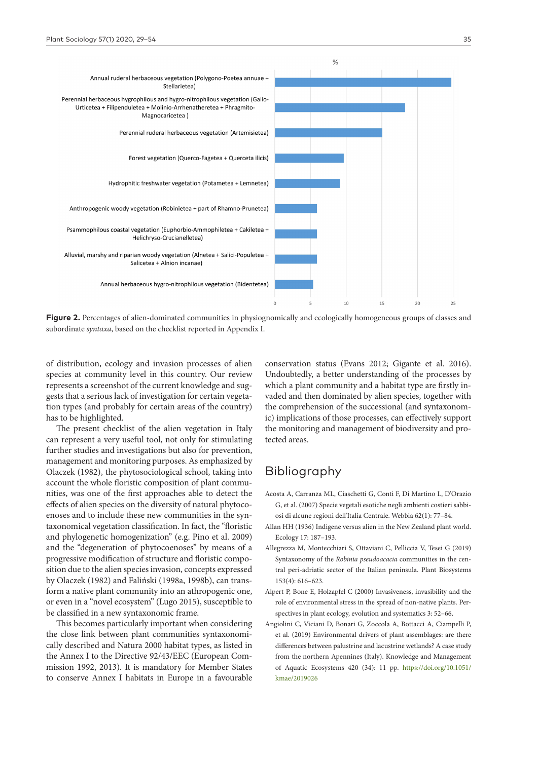**Figure 2.** Percentages of alien-dominated communities in physiognomically and ecologically homogeneous groups of classes and subordinate *syntaxa*, based on the checklist reported in Appendix I.

of distribution, ecology and invasion processes of alien species at community level in this country. Our review represents a screenshot of the current knowledge and suggests that a serious lack of investigation for certain vegetation types (and probably for certain areas of the country) has to be highlighted.

The present checklist of the alien vegetation in Italy can represent a very useful tool, not only for stimulating further studies and investigations but also for prevention, management and monitoring purposes. As emphasized by Olaczek (1982), the phytosociological school, taking into account the whole floristic composition of plant communities, was one of the first approaches able to detect the effects of alien species on the diversity of natural phytocoenoses and to include these new communities in the syntaxonomical vegetation classification. In fact, the "floristic and phylogenetic homogenization" (e.g. Pino et al. 2009) and the "degeneration of phytocoenoses" by means of a progressive modification of structure and floristic composition due to the alien species invasion, concepts expressed by Olaczek (1982) and Faliński (1998a, 1998b), can transform a native plant community into an athropogenic one, or even in a "novel ecosystem" (Lugo 2015), susceptible to be classified in a new syntaxonomic frame.

This becomes particularly important when considering the close link between plant communities syntaxonomically described and Natura 2000 habitat types, as listed in the Annex I to the Directive 92/43/EEC (European Commission 1992, 2013). It is mandatory for Member States to conserve Annex I habitats in Europe in a favourable conservation status (Evans 2012; Gigante et al. 2016). Undoubtedly, a better understanding of the processes by which a plant community and a habitat type are firstly invaded and then dominated by alien species, together with the comprehension of the successional (and syntaxonomic) implications of those processes, can effectively support the monitoring and management of biodiversity and protected areas.

## Bibliography

Acosta A, Carranza ML, Ciaschetti G, Conti F, Di Martino L, D'Orazio G, et al. (2007) Specie vegetali esotiche negli ambienti costieri sabbiosi di alcune regioni dell'Italia Centrale. Webbia 62(1): 77–84.

Allan HH (1936) Indigene versus alien in the New Zealand plant world. Ecology 17: 187–193.

Allegrezza M, Montecchiari S, Ottaviani C, Pelliccia V, Tesei G (2019) Syntaxonomy of the *Robinia pseudoacacia* communities in the central peri-adriatic sector of the Italian peninsula. Plant Biosystems 153(4): 616–623.

Alpert P, Bone E, Holzapfel C (2000) Invasiveness, invasibility and the role of environmental stress in the spread of non-native plants. Perspectives in plant ecology, evolution and systematics 3: 52–66.

Angiolini C, Viciani D, Bonari G, Zoccola A, Bottacci A, Ciampelli P, et al. (2019) Environmental drivers of plant assemblages: are there differences between palustrine and lacustrine wetlands? A case study from the northern Apennines (Italy). Knowledge and Management of Aquatic Ecosystems 420 (34): 11 pp. https://doi.org/10.1051/kmae/2019026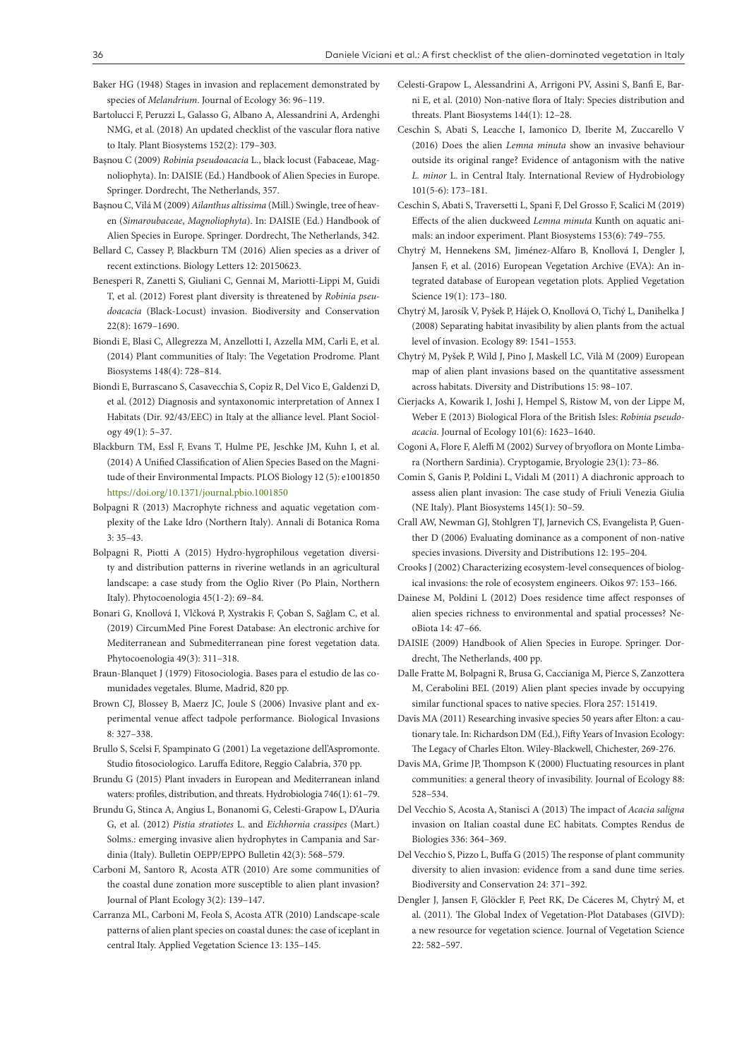Baker HG (1948) Stages in invasion and replacement demonstrated by species of *Melandrium*. Journal of Ecology 36: 96–119.

Bartolucci F, Peruzzi L, Galasso G, Albano A, Alessandrini A, Ardenghi NMG, et al. (2018) An updated checklist of the vascular flora native to Italy. Plant Biosystems 152(2): 179–303.

Başnou C (2009) *Robinia pseudoacacia* L., black locust (Fabaceae, Magnoliophyta). In: DAISIE (Ed.) Handbook of Alien Species in Europe. Springer. Dordrecht, The Netherlands, 357.

Başnou C, Vilá M (2009) *Ailanthus altissima* (Mill.) Swingle, tree of heaven (*Simaroubaceae*, *Magnoliophyta*). In: DAISIE (Ed.) Handbook of Alien Species in Europe. Springer. Dordrecht, The Netherlands, 342.

Bellard C, Cassey P, Blackburn TM (2016) Alien species as a driver of recent extinctions. Biology Letters 12: 20150623.

Benesperi R, Zanetti S, Giuliani C, Gennai M, Mariotti-Lippi M, Guidi T, et al. (2012) Forest plant diversity is threatened by *Robinia pseudoacacia* (Black-Locust) invasion. Biodiversity and Conservation 22(8): 1679–1690.

Biondi E, Blasi C, Allegrezza M, Anzellotti I, Azzella MM, Carli E, et al. (2014) Plant communities of Italy: The Vegetation Prodrome. Plant Biosystems 148(4): 728–814.

Biondi E, Burrascano S, Casavecchia S, Copiz R, Del Vico E, Galdenzi D, et al. (2012) Diagnosis and syntaxonomic interpretation of Annex I Habitats (Dir. 92/43/EEC) in Italy at the alliance level. Plant Sociology 49(1): 5–37.

Blackburn TM, Essl F, Evans T, Hulme PE, Jeschke JM, Kuhn I, et al. (2014) A Unified Classification of Alien Species Based on the Magnitude of their Environmental Impacts. PLOS Biology 12 (5): e1001850 https://doi.org/10.1371/journal.pbio.1001850

Bolpagni R (2013) Macrophyte richness and aquatic vegetation complexity of the Lake Idro (Northern Italy). Annali di Botanica Roma 3: 35–43.

Bolpagni R, Piotti A (2015) Hydro-hygrophilous vegetation diversity and distribution patterns in riverine wetlands in an agricultural landscape: a case study from the Oglio River (Po Plain, Northern Italy). Phytocoenologia 45(1-2): 69–84.

Bonari G, Knollová I, Vlčková P, Xystrakis F, Çoban S, Sağlam C, et al. (2019) CircumMed Pine Forest Database: An electronic archive for Mediterranean and Submediterranean pine forest vegetation data. Phytocoenologia 49(3): 311–318.

Braun-Blanquet J (1979) Fitosociologia. Bases para el estudio de las comunidades vegetales. Blume, Madrid, 820 pp.

Brown CJ, Blossey B, Maerz JC, Joule S (2006) Invasive plant and experimental venue affect tadpole performance. Biological Invasions 8: 327–338.

Brullo S, Scelsi F, Spampinato G (2001) La vegetazione dell'Aspromonte. Studio fitosociologico. Laruffa Editore, Reggio Calabria, 370 pp.

Brundu G (2015) Plant invaders in European and Mediterranean inland waters: profiles, distribution, and threats. Hydrobiologia 746(1): 61–79.

Brundu G, Stinca A, Angius L, Bonanomi G, Celesti-Grapow L, D'Auria G, et al. (2012) *Pistia stratiotes* L. and *Eichhornia crassipes* (Mart.) Solms.: emerging invasive alien hydrophytes in Campania and Sardinia (Italy). Bulletin OEPP/EPPO Bulletin 42(3): 568–579.

Carboni M, Santoro R, Acosta ATR (2010) Are some communities of the coastal dune zonation more susceptible to alien plant invasion? Journal of Plant Ecology 3(2): 139–147.

Carranza ML, Carboni M, Feola S, Acosta ATR (2010) Landscape-scale patterns of alien plant species on coastal dunes: the case of iceplant in central Italy. Applied Vegetation Science 13: 135–145.

Celesti-Grapow L, Alessandrini A, Arrigoni PV, Assini S, Banfi E, Barni E, et al. (2010) Non-native flora of Italy: Species distribution and threats. Plant Biosystems 144(1): 12–28.

Ceschin S, Abati S, Leacche I, Iamonico D, Iberite M, Zuccarello V (2016) Does the alien *Lemna minuta* show an invasive behaviour outside its original range? Evidence of antagonism with the native *L. minor* L. in Central Italy. International Review of Hydrobiology 101(5-6): 173–181.

Ceschin S, Abati S, Traversetti L, Spani F, Del Grosso F, Scalici M (2019) Effects of the alien duckweed *Lemna minuta* Kunth on aquatic animals: an indoor experiment. Plant Biosystems 153(6): 749–755.

Chytrý M, Hennekens SM, Jiménez-Alfaro B, Knollová I, Dengler J, Jansen F, et al. (2016) European Vegetation Archive (EVA): An integrated database of European vegetation plots. Applied Vegetation Science 19(1): 173–180.

Chytrý M, Jarosík V, Pyšek P, Hájek O, Knollová O, Tichý L, Danihelka J (2008) Separating habitat invasibility by alien plants from the actual level of invasion. Ecology 89: 1541–1553.

Chytrý M, Pyšek P, Wild J, Pino J, Maskell LC, Vilà M (2009) European map of alien plant invasions based on the quantitative assessment across habitats. Diversity and Distributions 15: 98–107.

Cierjacks A, Kowarik I, Joshi J, Hempel S, Ristow M, von der Lippe M, Weber E (2013) Biological Flora of the British Isles: *Robinia pseudoacacia*. Journal of Ecology 101(6): 1623–1640.

Cogoni A, Flore F, Aleffi M (2002) Survey of bryoflora on Monte Limbara (Northern Sardinia). Cryptogamie, Bryologie 23(1): 73–86.

Comin S, Ganis P, Poldini L, Vidali M (2011) A diachronic approach to assess alien plant invasion: The case study of Friuli Venezia Giulia (NE Italy). Plant Biosystems 145(1): 50–59.

Crall AW, Newman GJ, Stohlgren TJ, Jarnevich CS, Evangelista P, Guenther D (2006) Evaluating dominance as a component of non-native species invasions. Diversity and Distributions 12: 195–204.

Crooks J (2002) Characterizing ecosystem-level consequences of biological invasions: the role of ecosystem engineers. Oikos 97: 153–166.

Dainese M, Poldini L (2012) Does residence time affect responses of alien species richness to environmental and spatial processes? NeoBiota 14: 47–66.

DAISIE (2009) Handbook of Alien Species in Europe. Springer. Dordrecht, The Netherlands, 400 pp.

Dalle Fratte M, Bolpagni R, Brusa G, Caccianiga M, Pierce S, Zanzottera M, Cerabolini BEL (2019) Alien plant species invade by occupying similar functional spaces to native species. Flora 257: 151419.

Davis MA (2011) Researching invasive species 50 years after Elton: a cautionary tale. In: Richardson DM (Ed.), Fifty Years of Invasion Ecology: The Legacy of Charles Elton. Wiley-Blackwell, Chichester, 269-276.

Davis MA, Grime JP, Thompson K (2000) Fluctuating resources in plant communities: a general theory of invasibility. Journal of Ecology 88: 528–534.

Del Vecchio S, Acosta A, Stanisci A (2013) The impact of *Acacia saligna* invasion on Italian coastal dune EC habitats. Comptes Rendus de Biologies 336: 364–369.

Del Vecchio S, Pizzo L, Buffa G (2015) The response of plant community diversity to alien invasion: evidence from a sand dune time series. Biodiversity and Conservation 24: 371–392.

Dengler J, Jansen F, Glöckler F, Peet RK, De Cáceres M, Chytrý M, et al. (2011). The Global Index of Vegetation-Plot Databases (GIVD): a new resource for vegetation science. Journal of Vegetation Science 22: 582–597.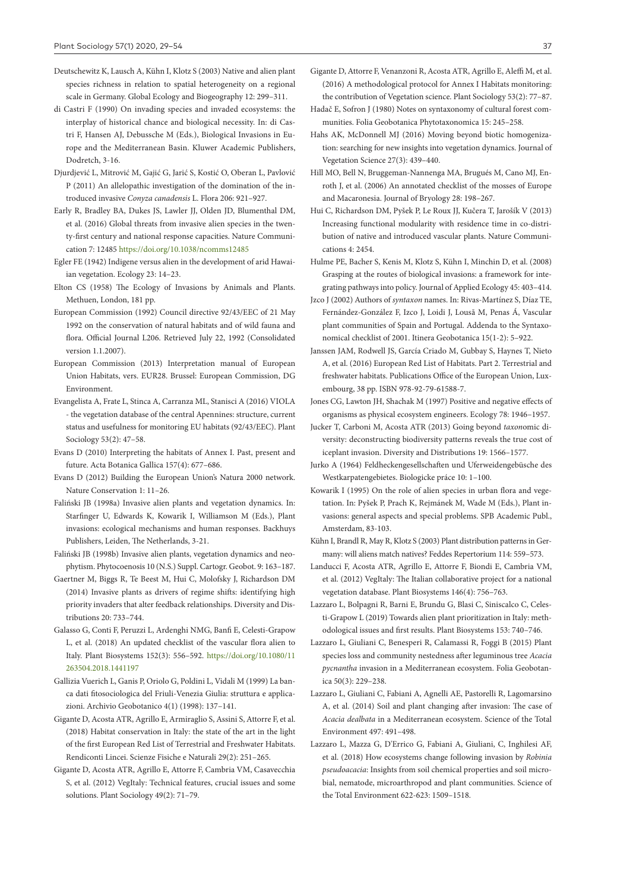Deutschewitz K, Lausch A, Kühn I, Klotz S (2003) Native and alien plant species richness in relation to spatial heterogeneity on a regional scale in Germany. Global Ecology and Biogeography 12: 299–311.

di Castri F (1990) On invading species and invaded ecosystems: the interplay of historical chance and biological necessity. In: di Castri F, Hansen AJ, Debussche M (Eds.), Biological Invasions in Europe and the Mediterranean Basin. Kluwer Academic Publishers, Dodretch, 3-16.

Djurdjević L, Mitrović M, Gajić G, Jarić S, Kostić O, Oberan L, Pavlović P (2011) An allelopathic investigation of the domination of the introduced invasive *Conyza canadensis* L. Flora 206: 921–927.

Early R, Bradley BA, Dukes JS, Lawler JJ, Olden JD, Blumenthal DM, et al. (2016) Global threats from invasive alien species in the twenty-first century and national response capacities. Nature Communication 7: 12485 https://doi.org/10.1038/ncomms12485

Egler FE (1942) Indigene versus alien in the development of arid Hawaiian vegetation. Ecology 23: 14–23.

Elton CS (1958) The Ecology of Invasions by Animals and Plants. Methuen, London, 181 pp.

European Commission (1992) Council directive 92/43/EEC of 21 May 1992 on the conservation of natural habitats and of wild fauna and flora. Official Journal L206. Retrieved July 22, 1992 (Consolidated version 1.1.2007).

European Commission (2013) Interpretation manual of European Union Habitats, vers. EUR28. Brussel: European Commission, DG Environment.

Evangelista A, Frate L, Stinca A, Carranza ML, Stanisci A (2016) VIOLA - the vegetation database of the central Apennines: structure, current status and usefulness for monitoring EU habitats (92/43/EEC). Plant Sociology 53(2): 47–58.

Evans D (2010) Interpreting the habitats of Annex I. Past, present and future. Acta Botanica Gallica 157(4): 677–686.

Evans D (2012) Building the European Union's Natura 2000 network. Nature Conservation 1: 11–26.

Faliński JB (1998a) Invasive alien plants and vegetation dynamics. In: Starfinger U, Edwards K, Kowarik I, Williamson M (Eds.), Plant invasions: ecological mechanisms and human responses. Backhuys Publishers, Leiden, The Netherlands, 3-21.

Faliński JB (1998b) Invasive alien plants, vegetation dynamics and neophytism. Phytocoenosis 10 (N.S.) Suppl. Cartogr. Geobot. 9: 163–187.

Gaertner M, Biggs R, Te Beest M, Hui C, Molofsky J, Richardson DM (2014) Invasive plants as drivers of regime shifts: identifying high priority invaders that alter feedback relationships. Diversity and Distributions 20: 733–744.

Galasso G, Conti F, Peruzzi L, Ardenghi NMG, Banfi E, Celesti-Grapow L, et al. (2018) An updated checklist of the vascular flora alien to Italy. Plant Biosystems 152(3): 556–592. https://doi.org/10.1080/11263504.2018.1441197

Gallizia Vuerich L, Ganis P, Oriolo G, Poldini L, Vidali M (1999) La banca dati fitosociologica del Friuli-Venezia Giulia: struttura e applicazioni. Archivio Geobotanico 4(1) (1998): 137–141.

Gigante D, Acosta ATR, Agrillo E, Armiraglio S, Assini S, Attorre F, et al. (2018) Habitat conservation in Italy: the state of the art in the light of the first European Red List of Terrestrial and Freshwater Habitats. Rendiconti Lincei. Scienze Fisiche e Naturali 29(2): 251–265.

Gigante D, Acosta ATR, Agrillo E, Attorre F, Cambria VM, Casavecchia S, et al. (2012) VegItaly: Technical features, crucial issues and some solutions. Plant Sociology 49(2): 71–79.

Gigante D, Attorre F, Venanzoni R, Acosta ATR, Agrillo E, Aleffi M, et al. (2016) A methodological protocol for Annex I Habitats monitoring: the contribution of Vegetation science. Plant Sociology 53(2): 77–87.

Hadač E, Sofron J (1980) Notes on syntaxonomy of cultural forest communities. Folia Geobotanica Phytotaxonomica 15: 245–258.

Hahs AK, McDonnell MJ (2016) Moving beyond biotic homogenization: searching for new insights into vegetation dynamics. Journal of Vegetation Science 27(3): 439–440.

Hill MO, Bell N, Bruggeman-Nannenga MA, Brugués M, Cano MJ, Enroth J, et al. (2006) An annotated checklist of the mosses of Europe and Macaronesia. Journal of Bryology 28: 198–267.

Hui C, Richardson DM, Pyšek P, Le Roux JJ, Kučera T, Jarošík V (2013) Increasing functional modularity with residence time in co-distribution of native and introduced vascular plants. Nature Communications 4: 2454.

Hulme PE, Bacher S, Kenis M, Klotz S, Kühn I, Minchin D, et al. (2008) Grasping at the routes of biological invasions: a framework for integrating pathways into policy. Journal of Applied Ecology 45: 403–414.

Jzco J (2002) Authors of *syntaxon* names. In: Rivas-Martínez S, Díaz TE, Fernández-González F, Izco J, Loidi J, Lousã M, Penas Á, Vascular plant communities of Spain and Portugal. Addenda to the Syntaxonomical checklist of 2001. Itinera Geobotanica 15(1-2): 5–922.

Janssen JAM, Rodwell JS, García Criado M, Gubbay S, Haynes T, Nieto A, et al. (2016) European Red List of Habitats. Part 2. Terrestrial and freshwater habitats. Publications Office of the European Union, Luxembourg, 38 pp. ISBN 978-92-79-61588-7.

Jones CG, Lawton JH, Shachak M (1997) Positive and negative effects of organisms as physical ecosystem engineers. Ecology 78: 1946–1957.

Jucker T, Carboni M, Acosta ATR (2013) Going beyond *taxon*omic diversity: deconstructing biodiversity patterns reveals the true cost of iceplant invasion. Diversity and Distributions 19: 1566–1577.

Jurko A (1964) Feldheckengesellschaften und Uferweidengebüsche des Westkarpatengebietes. Biologicke práce 10: 1–100.

Kowarik I (1995) On the role of alien species in urban flora and vegetation. In: Pyšek P, Prach K, Rejmánek M, Wade M (Eds.), Plant invasions: general aspects and special problems. SPB Academic Publ., Amsterdam, 83-103.

Kühn I, Brandl R, May R, Klotz S (2003) Plant distribution patterns in Germany: will aliens match natives? Feddes Repertorium 114: 559–573.

Landucci F, Acosta ATR, Agrillo E, Attorre F, Biondi E, Cambria VM, et al. (2012) VegItaly: The Italian collaborative project for a national vegetation database. Plant Biosystems 146(4): 756–763.

Lazzaro L, Bolpagni R, Barni E, Brundu G, Blasi C, Siniscalco C, Celesti-Grapow L (2019) Towards alien plant prioritization in Italy: methodological issues and first results. Plant Biosystems 153: 740–746.

Lazzaro L, Giuliani C, Benesperi R, Calamassi R, Foggi B (2015) Plant species loss and community nestedness after leguminous tree *Acacia pycnantha* invasion in a Mediterranean ecosystem. Folia Geobotanica 50(3): 229–238.

Lazzaro L, Giuliani C, Fabiani A, Agnelli AE, Pastorelli R, Lagomarsino A, et al. (2014) Soil and plant changing after invasion: The case of *Acacia dealbata* in a Mediterranean ecosystem. Science of the Total Environment 497: 491–498.

Lazzaro L, Mazza G, D'Errico G, Fabiani A, Giuliani, C, Inghilesi AF, et al. (2018) How ecosystems change following invasion by *Robinia pseudoacacia*: Insights from soil chemical properties and soil microbial, nematode, microarthropod and plant communities. Science of the Total Environment 622-623: 1509–1518.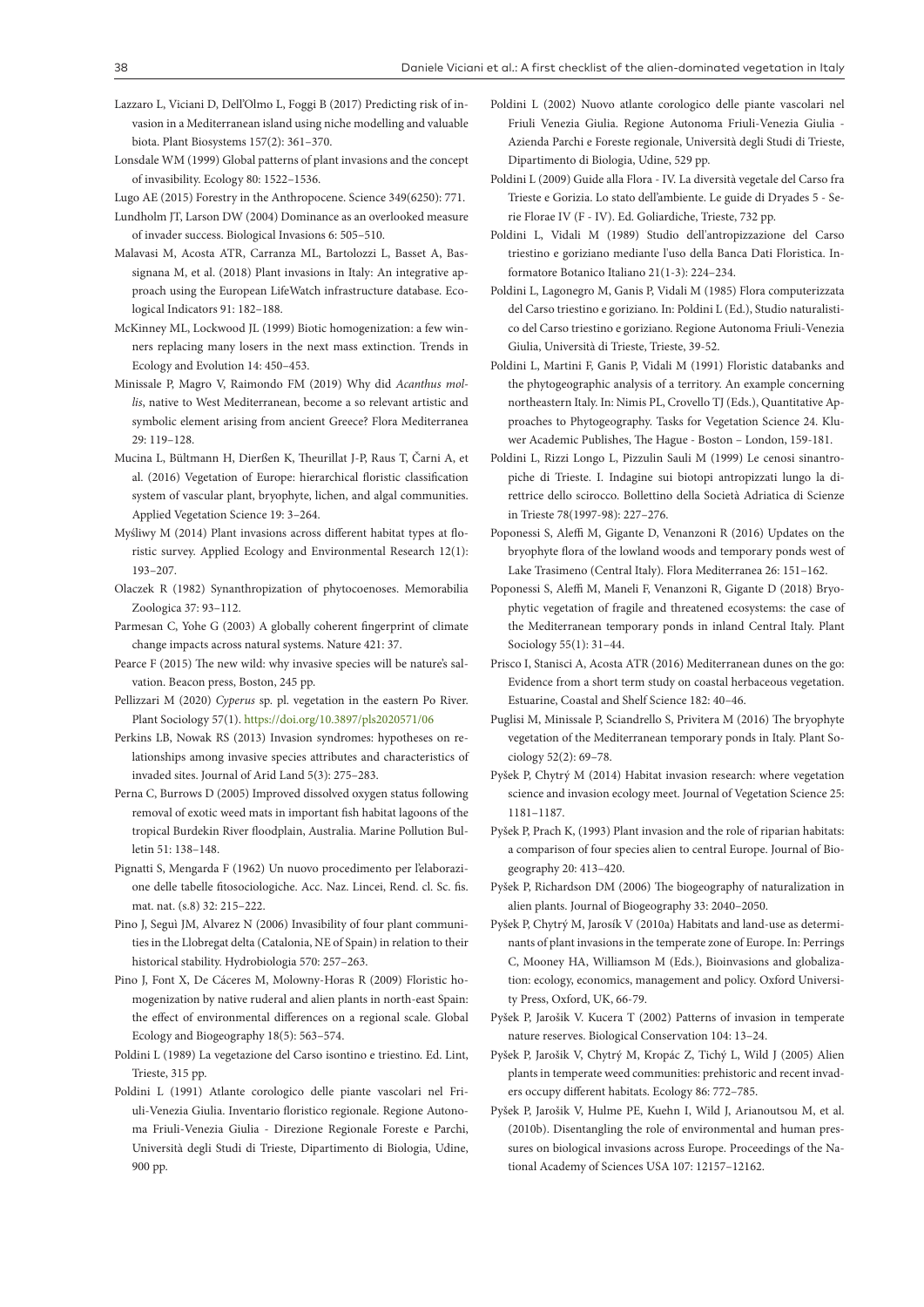Lazzaro L, Viciani D, Dell'Olmo L, Foggi B (2017) Predicting risk of invasion in a Mediterranean island using niche modelling and valuable biota. Plant Biosystems 157(2): 361–370.

Lonsdale WM (1999) Global patterns of plant invasions and the concept of invasibility. Ecology 80: 1522–1536.

Lugo AE (2015) Forestry in the Anthropocene. Science 349(6250): 771.

Lundholm JT, Larson DW (2004) Dominance as an overlooked measure of invader success. Biological Invasions 6: 505–510.

Malavasi M, Acosta ATR, Carranza ML, Bartolozzi L, Basset A, Bassignana M, et al. (2018) Plant invasions in Italy: An integrative approach using the European LifeWatch infrastructure database. Ecological Indicators 91: 182–188.

McKinney ML, Lockwood JL (1999) Biotic homogenization: a few winners replacing many losers in the next mass extinction. Trends in Ecology and Evolution 14: 450–453.

Minissale P, Magro V, Raimondo FM (2019) Why did *Acanthus mollis*, native to West Mediterranean, become a so relevant artistic and symbolic element arising from ancient Greece? Flora Mediterranea 29: 119–128.

Mucina L, Bültmann H, Dierßen K, Theurillat J-P, Raus T, Čarni A, et al. (2016) Vegetation of Europe: hierarchical floristic classification system of vascular plant, bryophyte, lichen, and algal communities. Applied Vegetation Science 19: 3–264.

Myśliwy M (2014) Plant invasions across different habitat types at floristic survey. Applied Ecology and Environmental Research 12(1): 193–207.

Olaczek R (1982) Synanthropization of phytocoenoses. Memorabilia Zoologica 37: 93–112.

Parmesan C, Yohe G (2003) A globally coherent fingerprint of climate change impacts across natural systems. Nature 421: 37.

Pearce F (2015) The new wild: why invasive species will be nature's salvation. Beacon press, Boston, 245 pp.

Pellizzari M (2020) *Cyperus* sp. pl. vegetation in the eastern Po River. Plant Sociology 57(1). https://doi.org/10.3897/pls2020571/06

Perkins LB, Nowak RS (2013) Invasion syndromes: hypotheses on relationships among invasive species attributes and characteristics of invaded sites. Journal of Arid Land 5(3): 275–283.

Perna C, Burrows D (2005) Improved dissolved oxygen status following removal of exotic weed mats in important fish habitat lagoons of the tropical Burdekin River floodplain, Australia. Marine Pollution Bulletin 51: 138–148.

Pignatti S, Mengarda F (1962) Un nuovo procedimento per l'elaborazione delle tabelle fitosociologiche. Acc. Naz. Lincei, Rend. cl. Sc. fis. mat. nat. (s.8) 32: 215–222.

Pino J, Seguì JM, Alvarez N (2006) Invasibility of four plant communities in the Llobregat delta (Catalonia, NE of Spain) in relation to their historical stability. Hydrobiologia 570: 257–263.

Pino J, Font X, De Cáceres M, Molowny-Horas R (2009) Floristic homogenization by native ruderal and alien plants in north-east Spain: the effect of environmental differences on a regional scale. Global Ecology and Biogeography 18(5): 563–574.

Poldini L (1989) La vegetazione del Carso isontino e triestino. Ed. Lint, Trieste, 315 pp.

Poldini L (1991) Atlante corologico delle piante vascolari nel Friuli-Venezia Giulia. Inventario floristico regionale. Regione Autonoma Friuli-Venezia Giulia - Direzione Regionale Foreste e Parchi, Università degli Studi di Trieste, Dipartimento di Biologia, Udine, 900 pp.

Poldini L (2002) Nuovo atlante corologico delle piante vascolari nel Friuli Venezia Giulia. Regione Autonoma Friuli-Venezia Giulia - Azienda Parchi e Foreste regionale, Università degli Studi di Trieste, Dipartimento di Biologia, Udine, 529 pp.

Poldini L (2009) Guide alla Flora - IV. La diversità vegetale del Carso fra Trieste e Gorizia. Lo stato dell'ambiente. Le guide di Dryades 5 - Serie Florae IV (F - IV). Ed. Goliardiche, Trieste, 732 pp.

Poldini L, Vidali M (1989) Studio dell'antropizzazione del Carso triestino e goriziano mediante l'uso della Banca Dati Floristica. Informatore Botanico Italiano 21(1-3): 224–234.

Poldini L, Lagonegro M, Ganis P, Vidali M (1985) Flora computerizzata del Carso triestino e goriziano. In: Poldini L (Ed.), Studio naturalistico del Carso triestino e goriziano. Regione Autonoma Friuli-Venezia Giulia, Università di Trieste, Trieste, 39-52.

Poldini L, Martini F, Ganis P, Vidali M (1991) Floristic databanks and the phytogeographic analysis of a territory. An example concerning northeastern Italy. In: Nimis PL, Crovello TJ (Eds.), Quantitative Approaches to Phytogeography. Tasks for Vegetation Science 24. Kluwer Academic Publishes, The Hague - Boston – London, 159-181.

Poldini L, Rizzi Longo L, Pizzulin Sauli M (1999) Le cenosi sinantropiche di Trieste. I. Indagine sui biotopi antropizzati lungo la direttrice dello scirocco. Bollettino della Società Adriatica di Scienze in Trieste 78(1997-98): 227–276.

Poponessi S, Aleffi M, Gigante D, Venanzoni R (2016) Updates on the bryophyte flora of the lowland woods and temporary ponds west of Lake Trasimeno (Central Italy). Flora Mediterranea 26: 151–162.

Poponessi S, Aleffi M, Maneli F, Venanzoni R, Gigante D (2018) Bryophytic vegetation of fragile and threatened ecosystems: the case of the Mediterranean temporary ponds in inland Central Italy. Plant Sociology 55(1): 31–44.

Prisco I, Stanisci A, Acosta ATR (2016) Mediterranean dunes on the go: Evidence from a short term study on coastal herbaceous vegetation. Estuarine, Coastal and Shelf Science 182: 40–46.

Puglisi M, Minissale P, Sciandrello S, Privitera M (2016) The bryophyte vegetation of the Mediterranean temporary ponds in Italy. Plant Sociology 52(2): 69–78.

Pyšek P, Chytrý M (2014) Habitat invasion research: where vegetation science and invasion ecology meet. Journal of Vegetation Science 25: 1181–1187.

Pyšek P, Prach K, (1993) Plant invasion and the role of riparian habitats: a comparison of four species alien to central Europe. Journal of Biogeography 20: 413–420.

Pyšek P, Richardson DM (2006) The biogeography of naturalization in alien plants. Journal of Biogeography 33: 2040–2050.

Pyšek P, Chytrý M, Jarosík V (2010a) Habitats and land-use as determinants of plant invasions in the temperate zone of Europe. In: Perrings C, Mooney HA, Williamson M (Eds.), Bioinvasions and globalization: ecology, economics, management and policy. Oxford University Press, Oxford, UK, 66-79.

Pyšek P, Jarošik V. Kucera T (2002) Patterns of invasion in temperate nature reserves. Biological Conservation 104: 13–24.

Pyšek P, Jarošik V, Chytrý M, Kropác Z, Tichý L, Wild J (2005) Alien plants in temperate weed communities: prehistoric and recent invaders occupy different habitats. Ecology 86: 772–785.

Pyšek P, Jarošik V, Hulme PE, Kuehn I, Wild J, Arianoutsou M, et al. (2010b). Disentangling the role of environmental and human pressures on biological invasions across Europe. Proceedings of the National Academy of Sciences USA 107: 12157–12162.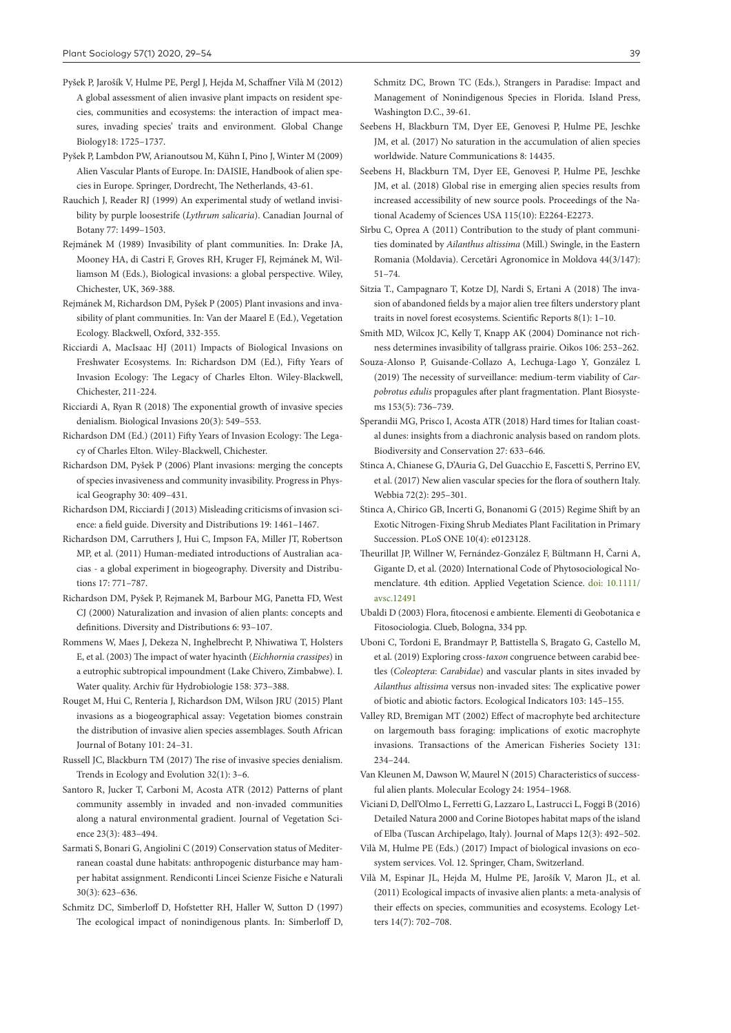Pyšek P, Jarošík V, Hulme PE, Pergl J, Hejda M, Schaffner Vilà M (2012) A global assessment of alien invasive plant impacts on resident species, communities and ecosystems: the interaction of impact measures, invading species' traits and environment. Global Change Biology18: 1725–1737.

Pyšek P, Lambdon PW, Arianoutsou M, Kühn I, Pino J, Winter M (2009) Alien Vascular Plants of Europe. In: DAISIE, Handbook of alien species in Europe. Springer, Dordrecht, The Netherlands, 43-61.

Rauchich J, Reader RJ (1999) An experimental study of wetland invisibility by purple loosestrife (*Lythrum salicaria*). Canadian Journal of Botany 77: 1499–1503.

Rejmánek M (1989) Invasibility of plant communities. In: Drake JA, Mooney HA, di Castri F, Groves RH, Kruger FJ, Rejmánek M, Williamson M (Eds.), Biological invasions: a global perspective. Wiley, Chichester, UK, 369-388.

Rejmánek M, Richardson DM, Pyšek P (2005) Plant invasions and invasibility of plant communities. In: Van der Maarel E (Ed.), Vegetation Ecology. Blackwell, Oxford, 332-355.

Ricciardi A, MacIsaac HJ (2011) Impacts of Biological Invasions on Freshwater Ecosystems. In: Richardson DM (Ed.), Fifty Years of Invasion Ecology: The Legacy of Charles Elton. Wiley-Blackwell, Chichester, 211-224.

Ricciardi A, Ryan R (2018) The exponential growth of invasive species denialism. Biological Invasions 20(3): 549–553.

Richardson DM (Ed.) (2011) Fifty Years of Invasion Ecology: The Legacy of Charles Elton. Wiley-Blackwell, Chichester.

Richardson DM, Pyšek P (2006) Plant invasions: merging the concepts of species invasiveness and community invasibility. Progress in Physical Geography 30: 409–431.

Richardson DM, Ricciardi J (2013) Misleading criticisms of invasion science: a field guide. Diversity and Distributions 19: 1461–1467.

Richardson DM, Carruthers J, Hui C, Impson FA, Miller JT, Robertson MP, et al. (2011) Human-mediated introductions of Australian acacias - a global experiment in biogeography. Diversity and Distributions 17: 771–787.

Richardson DM, Pyšek P, Rejmanek M, Barbour MG, Panetta FD, West CJ (2000) Naturalization and invasion of alien plants: concepts and definitions. Diversity and Distributions 6: 93–107.

Rommens W, Maes J, Dekeza N, Inghelbrecht P, Nhiwatiwa T, Holsters E, et al. (2003) The impact of water hyacinth (*Eichhornia crassipes*) in a eutrophic subtropical impoundment (Lake Chivero, Zimbabwe). I. Water quality. Archiv für Hydrobiologie 158: 373–388.

Rouget M, Hui C, Renteria J, Richardson DM, Wilson JRU (2015) Plant invasions as a biogeographical assay: Vegetation biomes constrain the distribution of invasive alien species assemblages. South African Journal of Botany 101: 24–31.

Russell JC, Blackburn TM (2017) The rise of invasive species denialism. Trends in Ecology and Evolution 32(1): 3–6.

Santoro R, Jucker T, Carboni M, Acosta ATR (2012) Patterns of plant community assembly in invaded and non-invaded communities along a natural environmental gradient. Journal of Vegetation Science 23(3): 483–494.

Sarmati S, Bonari G, Angiolini C (2019) Conservation status of Mediterranean coastal dune habitats: anthropogenic disturbance may hamper habitat assignment. Rendiconti Lincei Scienze Fisiche e Naturali 30(3): 623–636.

Schmitz DC, Simberloff D, Hofstetter RH, Haller W, Sutton D (1997) The ecological impact of nonindigenous plants. In: Simberloff D, Schmitz DC, Brown TC (Eds.), Strangers in Paradise: Impact and Management of Nonindigenous Species in Florida. Island Press, Washington D.C., 39-61.

Seebens H, Blackburn TM, Dyer EE, Genovesi P, Hulme PE, Jeschke JM, et al. (2017) No saturation in the accumulation of alien species worldwide. Nature Communications 8: 14435.

Seebens H, Blackburn TM, Dyer EE, Genovesi P, Hulme PE, Jeschke JM, et al. (2018) Global rise in emerging alien species results from increased accessibility of new source pools. Proceedings of the National Academy of Sciences USA 115(10): E2264-E2273.

Sîrbu C, Oprea A (2011) Contribution to the study of plant communities dominated by *Ailanthus altissima* (Mill.) Swingle, in the Eastern Romania (Moldavia). Cercetări Agronomice în Moldova 44(3/147): 51–74.

Sitzia T., Campagnaro T, Kotze DJ, Nardi S, Ertani A (2018) The invasion of abandoned fields by a major alien tree filters understory plant traits in novel forest ecosystems. Scientific Reports 8(1): 1–10.

Smith MD, Wilcox JC, Kelly T, Knapp AK (2004) Dominance not richness determines invasibility of tallgrass prairie. Oikos 106: 253–262.

Souza-Alonso P, Guisande-Collazo A, Lechuga-Lago Y, González L (2019) The necessity of surveillance: medium-term viability of *Carpobrotus edulis* propagules after plant fragmentation. Plant Biosystems 153(5): 736–739.

Sperandii MG, Prisco I, Acosta ATR (2018) Hard times for Italian coastal dunes: insights from a diachronic analysis based on random plots. Biodiversity and Conservation 27: 633–646.

Stinca A, Chianese G, D'Auria G, Del Guacchio E, Fascetti S, Perrino EV, et al. (2017) New alien vascular species for the flora of southern Italy. Webbia 72(2): 295–301.

Stinca A, Chirico GB, Incerti G, Bonanomi G (2015) Regime Shift by an Exotic Nitrogen-Fixing Shrub Mediates Plant Facilitation in Primary Succession. PLoS ONE 10(4): e0123128.

Theurillat JP, Willner W, Fernández-González F, Bültmann H, Čarni A, Gigante D, et al. (2020) International Code of Phytosociological Nomenclature. 4th edition. Applied Vegetation Science. doi: 10.1111/avsc.12491

Ubaldi D (2003) Flora, fitocenosi e ambiente. Elementi di Geobotanica e Fitosociologia. Clueb, Bologna, 334 pp.

Uboni C, Tordoni E, Brandmayr P, Battistella S, Bragato G, Castello M, et al. (2019) Exploring cross-*taxon* congruence between carabid beetles (*Coleoptera*: *Carabidae*) and vascular plants in sites invaded by *Ailanthus altissima* versus non-invaded sites: The explicative power of biotic and abiotic factors. Ecological Indicators 103: 145–155.

Valley RD, Bremigan MT (2002) Effect of macrophyte bed architecture on largemouth bass foraging: implications of exotic macrophyte invasions. Transactions of the American Fisheries Society 131: 234–244.

Van Kleunen M, Dawson W, Maurel N (2015) Characteristics of successful alien plants. Molecular Ecology 24: 1954–1968.

Viciani D, Dell'Olmo L, Ferretti G, Lazzaro L, Lastrucci L, Foggi B (2016) Detailed Natura 2000 and Corine Biotopes habitat maps of the island of Elba (Tuscan Archipelago, Italy). Journal of Maps 12(3): 492–502.

Vilà M, Hulme PE (Eds.) (2017) Impact of biological invasions on ecosystem services. Vol. 12. Springer, Cham, Switzerland.

Vilà M, Espinar JL, Hejda M, Hulme PE, Jarošík V, Maron JL, et al. (2011) Ecological impacts of invasive alien plants: a meta-analysis of their effects on species, communities and ecosystems. Ecology Letters 14(7): 702–708.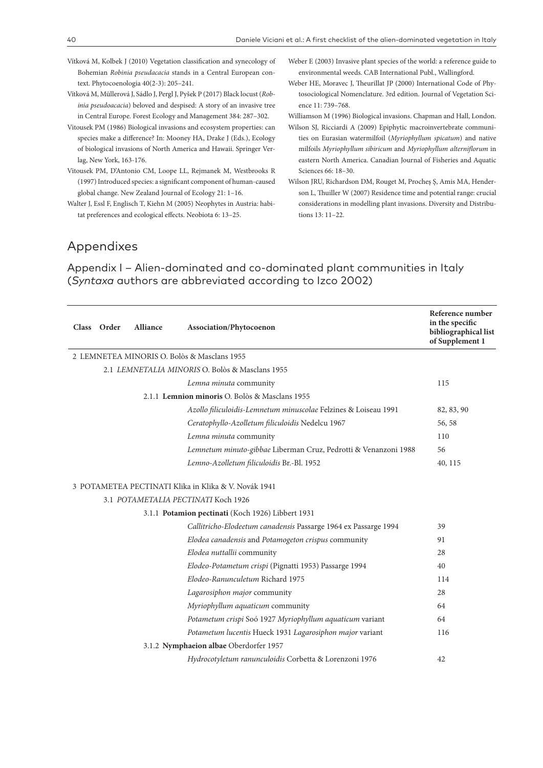Vítková M, Kolbek J (2010) Vegetation classification and synecology of Bohemian *Robinia pseudacacia* stands in a Central European context. Phytocoenologia 40(2-3): 205–241.

Vítková M, Müllerová J, Sádlo J, Pergl J, Pyšek P (2017) Black locust (*Robinia pseudoacacia*) beloved and despised: A story of an invasive tree in Central Europe. Forest Ecology and Management 384: 287–302.

Vitousek PM (1986) Biological invasions and ecosystem properties: can species make a difference? In: Mooney HA, Drake J (Eds.), Ecology of biological invasions of North America and Hawaii. Springer Verlag, New York, 163-176.

Vitousek PM, D'Antonio CM, Loope LL, Rejmanek M, Westbrooks R (1997) Introduced species: a significant component of human-caused global change. New Zealand Journal of Ecology 21: 1–16.

Walter J, Essl F, Englisch T, Kiehn M (2005) Neophytes in Austria: habitat preferences and ecological effects. Neobiota 6: 13–25.

Weber E (2003) Invasive plant species of the world: a reference guide to environmental weeds. CAB International Publ., Wallingford.

Weber HE, Moravec J, Theurillat JP (2000) International Code of Phytosociological Nomenclature. 3rd edition. Journal of Vegetation Science 11: 739–768.

Williamson M (1996) Biological invasions. Chapman and Hall, London.

Wilson SJ, Ricciardi A (2009) Epiphytic macroinvertebrate communities on Eurasian watermilfoil (*Myriophyllum spicatum*) and native milfoils *Myriophyllum sibiricum* and *Myriophyllum alterniflorum* in eastern North America. Canadian Journal of Fisheries and Aquatic Sciences 66: 18–30.

Wilson JRU, Richardson DM, Rouget M, Procheş Ş, Amis MA, Henderson L, Thuiller W (2007) Residence time and potential range: crucial considerations in modelling plant invasions. Diversity and Distributions 13: 11–22.

# Appendixes

## Appendix I – Alien-dominated and co-dominated plant communities in Italy (*Syntaxa* authors are abbreviated according to Izco 2002)

| Class | Order | Alliance | Association/Phytocoenon | Reference number in the specific bibliographical list of Supplement 1 |
|---|---|---|---|---|
| 2 LEMNETEA MINORIS O. Bolòs & Masclans 1955 | | | | |
| | 2.1 *LEMNETALIA MINORIS* O. Bolòs & Masclans 1955 | | | |
| | | | *Lemna minuta* community | 115 |
| | | 2.1.1 **Lemnion minoris** O. Bolòs & Masclans 1955 | | |
| | | | *Azollo filiculoidis-Lemnetum minuscolae* Felzines & Loiseau 1991 | 82, 83, 90 |
| | | | *Ceratophyllo-Azolletum filiculoidis* Nedelcu 1967 | 56, 58 |
| | | | *Lemna minuta* community | 110 |
| | | | *Lemnetum minuto-gibbae* Liberman Cruz, Pedrotti & Venanzoni 1988 | 56 |
| | | | *Lemno-Azolletum filiculoidis* Br.-Bl. 1952 | 40, 115 |
| 3 POTAMETEA PECTINATI Klika in Klika & V. Novák 1941 | | | | |
| | 3.1 *POTAMETALIA PECTINATI* Koch 1926 | | | |
| | | 3.1.1 **Potamion pectinati** (Koch 1926) Libbert 1931 | | |
| | | | *Callitricho-Elodeetum canadensis* Passarge 1964 ex Passarge 1994 | 39 |
| | | | *Elodea canadensis* and *Potamogeton crispus* community | 91 |
| | | | *Elodea nuttallii* community | 28 |
| | | | *Elodeo-Potametum crispi* (Pignatti 1953) Passarge 1994 | 40 |
| | | | *Elodeo-Ranunculetum* Richard 1975 | 114 |
| | | | *Lagarosiphon major* community | 28 |
| | | | *Myriophyllum aquaticum* community | 64 |
| | | | *Potametum crispi* Soó 1927 *Myriophyllum aquaticum* variant | 64 |
| | | | *Potametum lucentis* Hueck 1931 *Lagarosiphon major* variant | 116 |
| | | 3.1.2 **Nymphaeion albae** Oberdorfer 1957 | | |
| | | | *Hydrocotyletum ranunculoidis* Corbetta & Lorenzoni 1976 | 42 |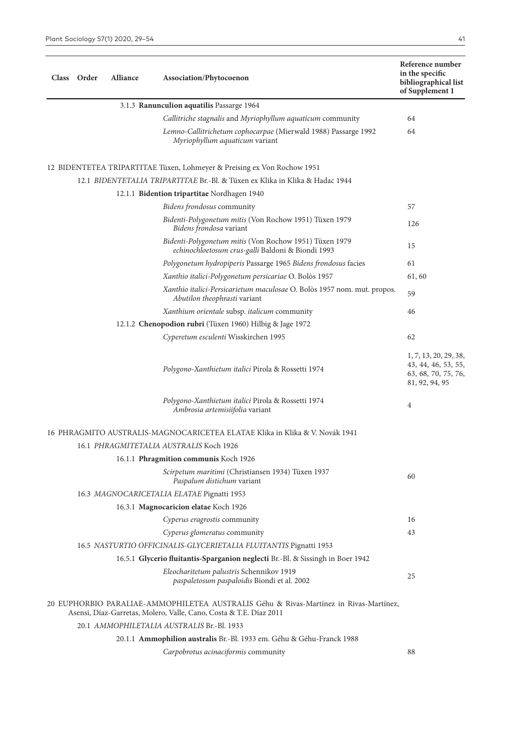| Class | Order | Alliance | Association/Phytocoenon | Reference number in the specific bibliographical list of Supplement 1 |
|---|---|---|---|---|
| | | 3.1.3 **Ranunculion aquatilis** Passarge 1964 | | |
| | | | *Callitriche stagnalis* and *Myriophyllum aquaticum* community | 64 |
| | | | *Lemno-Callitrichetum cophocarpae* (Mierwald 1988) Passarge 1992 *Myriophyllum aquaticum* variant | 64 |
| 12 BIDENTETEA TRIPARTITAE Tüxen, Lohmeyer & Preising ex Von Rochow 1951 | | | | |
| | 12.1 *BIDENTETALIA TRIPARTITAE* Br.-Bl. & Tüxen ex Klika in Klika & Hadac 1944 | | | |
| | | 12.1.1 **Bidention tripartitae** Nordhagen 1940 | | |
| | | | *Bidens frondosus* community | 57 |
| | | | *Bidenti-Polygonetum mitis* (Von Rochow 1951) Tüxen 1979 *Bidens frondosa* variant | 126 |
| | | | *Bidenti-Polygonetum mitis* (Von Rochow 1951) Tüxen 1979 *echinochloetosum crus-galli* Baldoni & Biondi 1993 | 15 |
| | | | *Polygonetum hydropiperis* Passarge 1965 *Bidens frondosus* facies | 61 |
| | | | *Xanthio italici-Polygonetum persicariae* O. Bolòs 1957 | 61, 60 |
| | | | *Xanthio italici-Persicarietum maculosae* O. Bolòs 1957 nom. mut. propos. *Abutilon theophrasti* variant | 59 |
| | | | *Xanthium orientale* subsp. *italicum* community | 46 |
| | | 12.1.2 **Chenopodion rubri** (Tüxen 1960) Hilbig & Jage 1972 | | |
| | | | *Cyperetum esculenti* Wisskirchen 1995 | 62 |
| | | | *Polygono-Xanthietum italici* Pirola & Rossetti 1974 | 1, 7, 13, 20, 29, 38, 43, 44, 46, 53, 55, 63, 68, 70, 75, 76, 81, 92, 94, 95 |
| | | | *Polygono-Xanthietum italici* Pirola & Rossetti 1974 *Ambrosia artemisiifolia* variant | 4 |
| 16 PHRAGMITO AUSTRALIS-MAGNOCARICETEA ELATAE Klika in Klika & V. Novák 1941 | | | | |
| | 16.1 *PHRAGMITETALIA AUSTRALIS* Koch 1926 | | | |
| | | 16.1.1 **Phragmition communis** Koch 1926 | | |
| | | | *Scirpetum maritimi* (Christiansen 1934) Tüxen 1937 *Paspalum distichum* variant | 60 |
| | 16.3 *MAGNOCARICETALIA ELATAE* Pignatti 1953 | | | |
| | | 16.3.1 **Magnocaricion elatae** Koch 1926 | | |
| | | | *Cyperus eragrostis* community | 16 |
| | | | *Cyperus glomeratus* community | 43 |
| | 16.5 *NASTURTIO OFFICINALIS-GLYCERIETALIA FLUITANTIS* Pignatti 1953 | | | |
| | | 16.5.1 **Glycerio fluitantis-Sparganion neglecti** Br.-Bl. & Sissingh in Boer 1942 | | |
| | | | *Eleocharitetum palustris* Schennikov 1919 *paspaletosum paspaloidis* Biondi et al. 2002 | 25 |
| 20 EUPHORBIO PARALIAE-AMMOPHILETEA AUSTRALIS Géhu & Rivas-Martínez in Rivas-Martínez, Asensi, Díaz-Garretas, Molero, Valle, Cano, Costa & T.E. Díaz 2011 | | | | |
| | 20.1 *AMMOPHILETALIA AUSTRALIS* Br.-Bl. 1933 | | | |
| | | 20.1.1 **Ammophilion australis** Br.-Bl. 1933 em. Géhu & Géhu-Franck 1988 | | |
| | | | *Carpobrotus acinaciformis* community | 88 |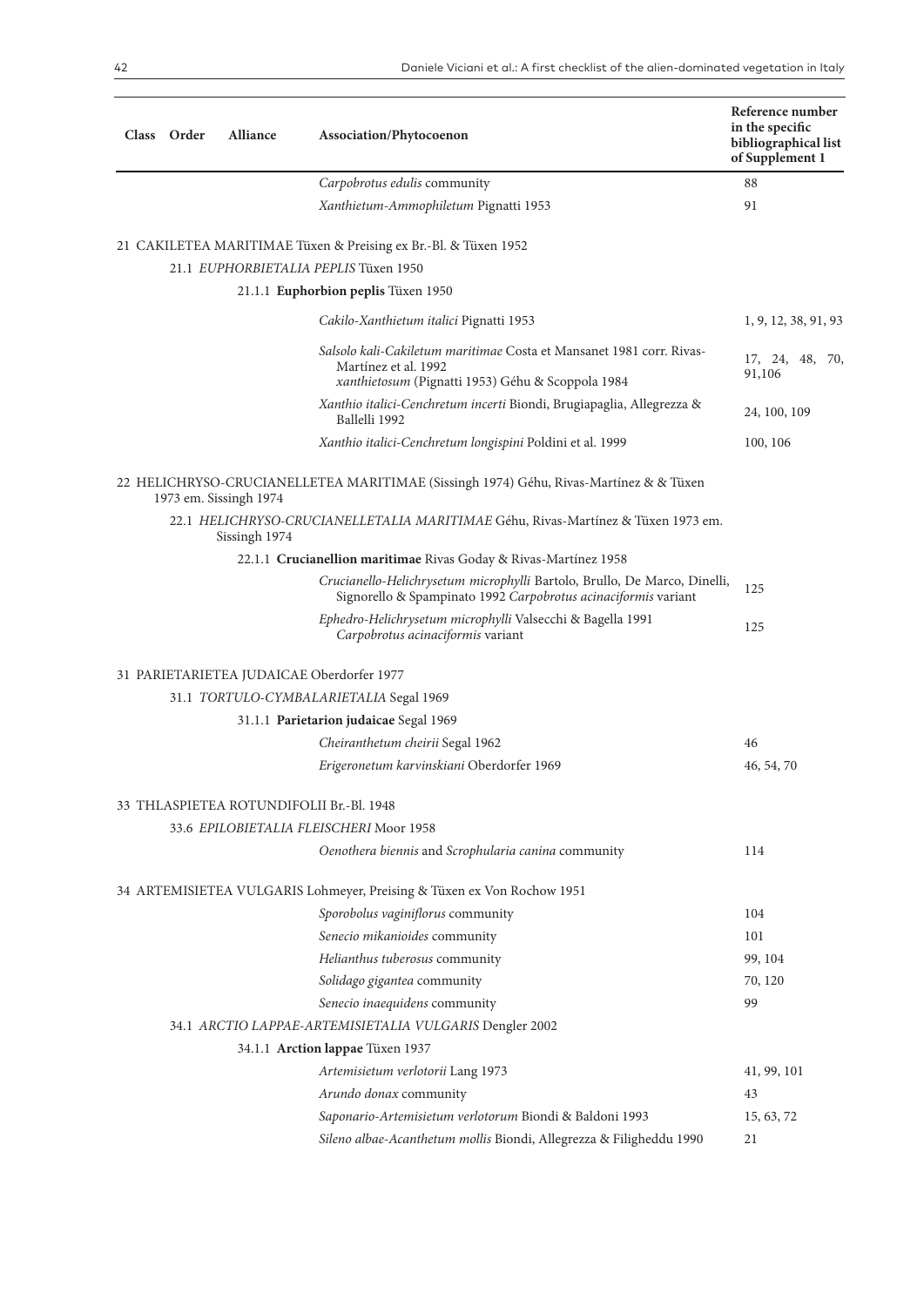| Class | Order | Alliance | Association/Phytocoenon | Reference number in the specific bibliographical list of Supplement 1 |
|---|---|---|---|---|
| | | | *Carpobrotus edulis* community | 88 |
| | | | *Xanthietum-Ammophiletum* Pignatti 1953 | 91 |
| 21 CAKILETEA MARITIMAE Tüxen & Preising ex Br.-Bl. & Tüxen 1952 | | | | |
| | 21.1 *EUPHORBIETALIA PEPLIS* Tüxen 1950 | | | |
| | | 21.1.1 **Euphorbion peplis** Tüxen 1950 | | |
| | | | *Cakilo-Xanthietum italici* Pignatti 1953 | 1, 9, 12, 38, 91, 93 |
| | | | *Salsolo kali-Cakiletum maritimae* Costa et Mansanet 1981 corr. Rivas-Martínez et al. 1992 *xanthietosum* (Pignatti 1953) Géhu & Scoppola 1984 | 17, 24, 48, 70, 91,106 |
| | | | *Xanthio italici-Cenchretum incerti* Biondi, Brugiapaglia, Allegrezza & Ballelli 1992 | 24, 100, 109 |
| | | | *Xanthio italici-Cenchretum longispini* Poldini et al. 1999 | 100, 106 |
| 22 HELICHRYSO-CRUCIANELLETEA MARITIMAE (Sissingh 1974) Géhu, Rivas-Martínez & & Tüxen 1973 em. Sissingh 1974 | | | | |
| | 22.1 *HELICHRYSO-CRUCIANELLETALIA MARITIMAE* Géhu, Rivas-Martínez & Tüxen 1973 em. Sissingh 1974 | | | |
| | | 22.1.1 **Crucianellion maritimae** Rivas Goday & Rivas-Martínez 1958 | | |
| | | | *Crucianello-Helichrysetum microphylli* Bartolo, Brullo, De Marco, Dinelli, Signorello & Spampinato 1992 *Carpobrotus acinaciformis* variant | 125 |
| | | | *Ephedro-Helichrysetum microphylli* Valsecchi & Bagella 1991 *Carpobrotus acinaciformis* variant | 125 |
| 31 PARIETARIETEA JUDAICAE Oberdorfer 1977 | | | | |
| | 31.1 *TORTULO-CYMBALARIETALIA* Segal 1969 | | | |
| | | 31.1.1 **Parietarion judaicae** Segal 1969 | | |
| | | | *Cheiranthetum cheirii* Segal 1962 | 46 |
| | | | *Erigeronetum karvinskiani* Oberdorfer 1969 | 46, 54, 70 |
| 33 THLASPIETEA ROTUNDIFOLII Br.-Bl. 1948 | | | | |
| | 33.6 *EPILOBIETALIA FLEISCHERI* Moor 1958 | | | |
| | | | *Oenothera biennis* and *Scrophularia canina* community | 114 |
| 34 ARTEMISIETEA VULGARIS Lohmeyer, Preising & Tüxen ex Von Rochow 1951 | | | | |
| | | | *Sporobolus vaginiflorus* community | 104 |
| | | | *Senecio mikanioides* community | 101 |
| | | | *Helianthus tuberosus* community | 99, 104 |
| | | | *Solidago gigantea* community | 70, 120 |
| | | | *Senecio inaequidens* community | 99 |
| | 34.1 *ARCTIO LAPPAE-ARTEMISIETALIA VULGARIS* Dengler 2002 | | | |
| | | 34.1.1 **Arction lappae** Tüxen 1937 | | |
| | | | *Artemisietum verlotorii* Lang 1973 | 41, 99, 101 |
| | | | *Arundo donax* community | 43 |
| | | | *Saponario-Artemisietum verlotorum* Biondi & Baldoni 1993 | 15, 63, 72 |
| | | | *Sileno albae-Acanthetum mollis* Biondi, Allegrezza & Filigheddu 1990 | 21 |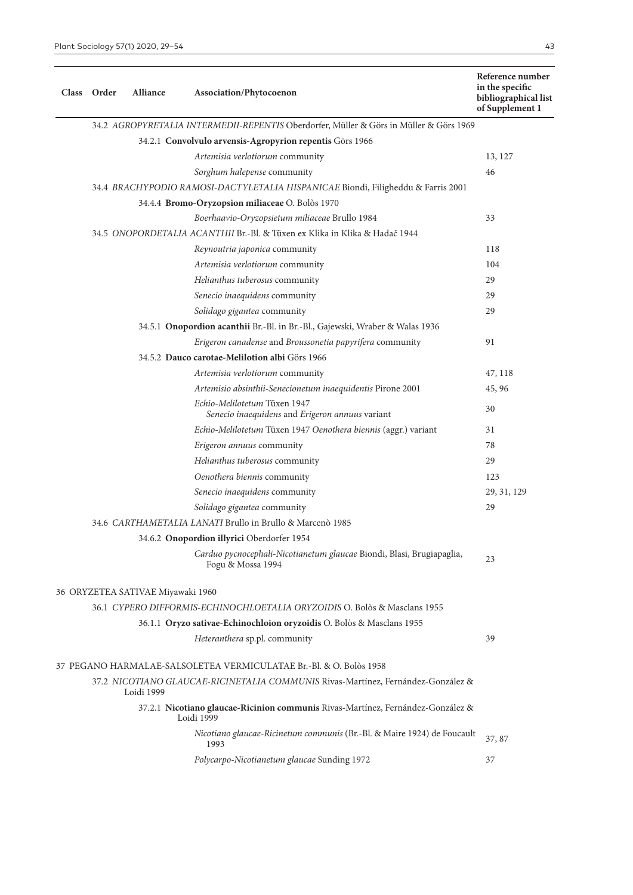| Class | Order | Alliance | Association/Phytocoenon | Reference number in the specific bibliographical list of Supplement 1 |
|---|---|---|---|---|
| | 34.2 *AGROPYRETALIA INTERMEDII-REPENTIS* Oberdorfer, Müller & Görs in Müller & Görs 1969 | | | |
| | | 34.2.1 **Convolvulo arvensis-Agropyrion repentis** Görs 1966 | | |
| | | | *Artemisia verlotiorum* community | 13, 127 |
| | | | *Sorghum halepense* community | 46 |
| | 34.4 *BRACHYPODIO RAMOSI-DACTYLETALIA HISPANICAE* Biondi, Filigheddu & Farris 2001 | | | |
| | | 34.4.4 **Bromo-Oryzopsion miliaceae** O. Bolòs 1970 | | |
| | | | *Boerhaavio-Oryzopsietum miliaceae* Brullo 1984 | 33 |
| | 34.5 *ONOPORDETALIA ACANTHII* Br.-Bl. & Tüxen ex Klika in Klika & Hadač 1944 | | | |
| | | | *Reynoutria japonica* community | 118 |
| | | | *Artemisia verlotiorum* community | 104 |
| | | | *Helianthus tuberosus* community | 29 |
| | | | *Senecio inaequidens* community | 29 |
| | | | *Solidago gigantea* community | 29 |
| | | 34.5.1 **Onopordion acanthii** Br.-Bl. in Br.-Bl., Gajewski, Wraber & Walas 1936 | | |
| | | | *Erigeron canadense* and *Broussonetia papyrifera* community | 91 |
| | | 34.5.2 **Dauco carotae-Melilotion albi** Görs 1966 | | |
| | | | *Artemisia verlotiorum* community | 47, 118 |
| | | | *Artemisio absinthii-Senecionetum inaequidentis* Pirone 2001 | 45, 96 |
| | | | *Echio-Melilotetum* Tüxen 1947 *Senecio inaequidens* and *Erigeron annuus* variant | 30 |
| | | | *Echio-Melilotetum* Tüxen 1947 *Oenothera biennis* (aggr.) variant | 31 |
| | | | *Erigeron annuus* community | 78 |
| | | | *Helianthus tuberosus* community | 29 |
| | | | *Oenothera biennis* community | 123 |
| | | | *Senecio inaequidens* community | 29, 31, 129 |
| | | | *Solidago gigantea* community | 29 |
| | 34.6 *CARTHAMETALIA LANATI* Brullo in Brullo & Marcenò 1985 | | | |
| | | 34.6.2 **Onopordion illyrici** Oberdorfer 1954 | | |
| | | | *Carduo pycnocephali-Nicotianetum glaucae* Biondi, Blasi, Brugiapaglia, Fogu & Mossa 1994 | 23 |
| 36 ORYZETEA SATIVAE Miyawaki 1960 | | | | |
| | 36.1 *CYPERO DIFFORMIS-ECHINOCHLOETALIA ORYZOIDIS* O. Bolòs & Masclans 1955 | | | |
| | | 36.1.1 **Oryzo sativae-Echinochloion oryzoidis** O. Bolòs & Masclans 1955 | | |
| | | | *Heteranthera* sp.pl. community | 39 |
| 37 PEGANO HARMALAE-SALSOLETEA VERMICULATAE Br.-Bl. & O. Bolòs 1958 | | | | |
| | 37.2 *NICOTIANO GLAUCAE-RICINETALIA COMMUNIS* Rivas-Martínez, Fernández-González & Loidi 1999 | | | |
| | | 37.2.1 **Nicotiano glaucae-Ricinion communis** Rivas-Martínez, Fernández-González & Loidi 1999 | | |
| | | | *Nicotiano glaucae-Ricinetum communis* (Br.-Bl. & Maire 1924) de Foucault 1993 | 37, 87 |
| | | | *Polycarpo-Nicotianetum glaucae* Sunding 1972 | 37 |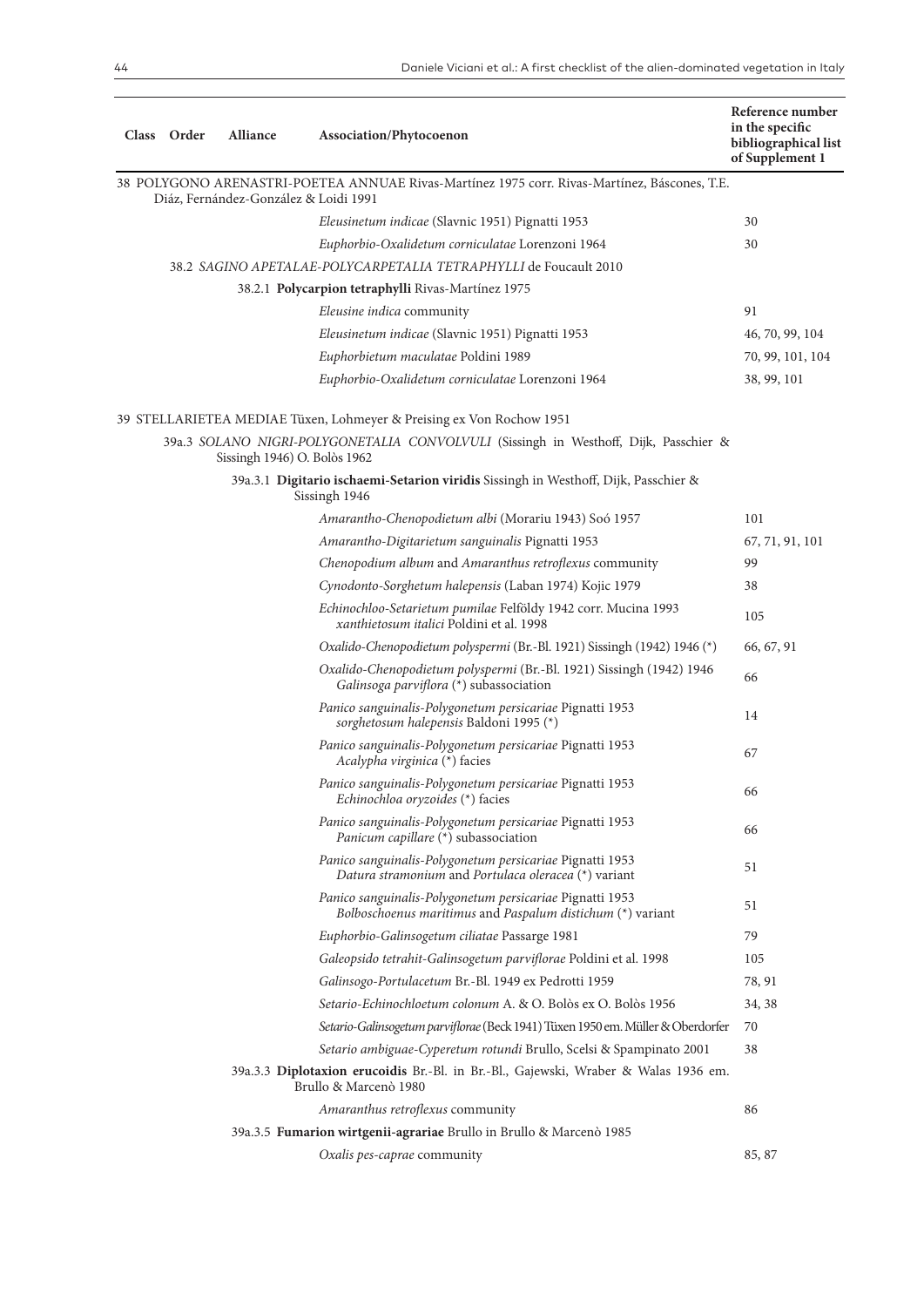| Class | Order | Alliance | Association/Phytocoenon | Reference number in the specific bibliographical list of Supplement 1 |
|---|---|---|---|---|
| 38 POLYGONO ARENASTRI-POETEA ANNUAE Rivas-Martínez 1975 corr. Rivas-Martínez, Báscones, T.E. Diáz, Fernández-González & Loidi 1991 | | | | |
| | | | *Eleusinetum indicae* (Slavnic 1951) Pignatti 1953 | 30 |
| | | | *Euphorbio-Oxalidetum corniculatae* Lorenzoni 1964 | 30 |
| | 38.2 *SAGINO APETALAE-POLYCARPETALIA TETRAPHYLLI* de Foucault 2010 | | | |
| | | 38.2.1 **Polycarpion tetraphylli** Rivas-Martínez 1975 | | |
| | | | *Eleusine indica* community | 91 |
| | | | *Eleusinetum indicae* (Slavnic 1951) Pignatti 1953 | 46, 70, 99, 104 |
| | | | *Euphorbietum maculatae* Poldini 1989 | 70, 99, 101, 104 |
| | | | *Euphorbio-Oxalidetum corniculatae* Lorenzoni 1964 | 38, 99, 101 |
| 39 STELLARIETEA MEDIAE Tüxen, Lohmeyer & Preising ex Von Rochow 1951 | | | | |
| | 39a.3 *SOLANO NIGRI-POLYGONETALIA CONVOLVULI* (Sissingh in Westhoff, Dijk, Passchier & Sissingh 1946) O. Bolòs 1962 | | | |
| | | 39a.3.1 **Digitario ischaemi-Setarion viridis** Sissingh in Westhoff, Dijk, Passchier & Sissingh 1946 | | |
| | | | *Amarantho-Chenopodietum albi* (Morariu 1943) Soó 1957 | 101 |
| | | | *Amarantho-Digitarietum sanguinalis* Pignatti 1953 | 67, 71, 91, 101 |
| | | | *Chenopodium album* and *Amaranthus retroflexus* community | 99 |
| | | | *Cynodonto-Sorghetum halepensis* (Laban 1974) Kojic 1979 | 38 |
| | | | *Echinochloo-Setarietum pumilae* Felföldy 1942 corr. Mucina 1993 *xanthietosum italici* Poldini et al. 1998 | 105 |
| | | | *Oxalido-Chenopodietum polyspermi* (Br.-Bl. 1921) Sissingh (1942) 1946 (*) | 66, 67, 91 |
| | | | *Oxalido-Chenopodietum polyspermi* (Br.-Bl. 1921) Sissingh (1942) 1946 *Galinsoga parviflora* (*) subassociation | 66 |
| | | | *Panico sanguinalis-Polygonetum persicariae* Pignatti 1953 *sorghetosum halepensis* Baldoni 1995 (*) | 14 |
| | | | *Panico sanguinalis-Polygonetum persicariae* Pignatti 1953 *Acalypha virginica* (*) facies | 67 |
| | | | *Panico sanguinalis-Polygonetum persicariae* Pignatti 1953 *Echinochloa oryzoides* (*) facies | 66 |
| | | | *Panico sanguinalis-Polygonetum persicariae* Pignatti 1953 *Panicum capillare* (*) subassociation | 66 |
| | | | *Panico sanguinalis-Polygonetum persicariae* Pignatti 1953 *Datura stramonium* and *Portulaca oleracea* (*) variant | 51 |
| | | | *Panico sanguinalis-Polygonetum persicariae* Pignatti 1953 *Bolboschoenus maritimus* and *Paspalum distichum* (*) variant | 51 |
| | | | *Euphorbio-Galinsogetum ciliatae* Passarge 1981 | 79 |
| | | | *Galeopsido tetrahit-Galinsogetum parviflorae* Poldini et al. 1998 | 105 |
| | | | *Galinsogo-Portulacetum* Br.-Bl. 1949 ex Pedrotti 1959 | 78, 91 |
| | | | *Setario-Echinochloetum colonum* A. & O. Bolòs ex O. Bolòs 1956 | 34, 38 |
| | | | *Setario-Galinsogetum parviflorae* (Beck 1941) Tüxen 1950 em. Müller & Oberdorfer | 70 |
| | | | *Setario ambiguae-Cyperetum rotundi* Brullo, Scelsi & Spampinato 2001 | 38 |
| | | 39a.3.3 **Diplotaxion erucoidis** Br.-Bl. in Br.-Bl., Gajewski, Wraber & Walas 1936 em. Brullo & Marcenò 1980 | | |
| | | | *Amaranthus retroflexus* community | 86 |
| | | 39a.3.5 **Fumarion wirtgenii-agrariae** Brullo in Brullo & Marcenò 1985 | | |
| | | | *Oxalis pes-caprae* community | 85, 87 |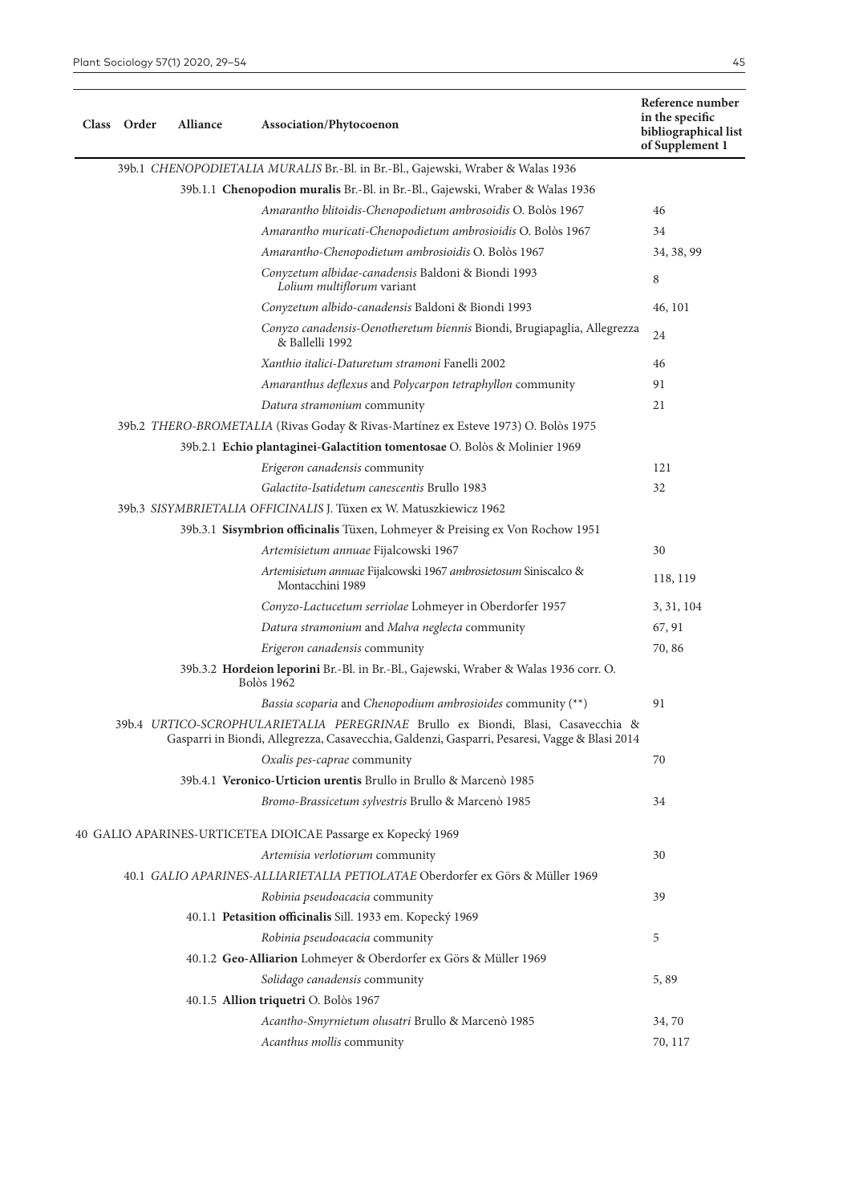| Class | Order | Alliance | Association/Phytocoenon | Reference number in the specific bibliographical list of Supplement 1 |
|---|---|---|---|---|
| | 39b.1 *CHENOPODIETALIA MURALIS* Br.-Bl. in Br.-Bl., Gajewski, Wraber & Walas 1936 | | | |
| | | 39b.1.1 **Chenopodion muralis** Br.-Bl. in Br.-Bl., Gajewski, Wraber & Walas 1936 | | |
| | | | *Amarantho blitoidis-Chenopodietum ambrosoidis* O. Bolòs 1967 | 46 |
| | | | *Amarantho muricati-Chenopodietum ambrosioidis* O. Bolòs 1967 | 34 |
| | | | *Amarantho-Chenopodietum ambrosioidis* O. Bolòs 1967 | 34, 38, 99 |
| | | | *Conyzetum albidae-canadensis* Baldoni & Biondi 1993 *Lolium multiflorum* variant | 8 |
| | | | *Conyzetum albido-canadensis* Baldoni & Biondi 1993 | 46, 101 |
| | | | *Conyzo canadensis-Oenotheretum biennis* Biondi, Brugiapaglia, Allegrezza & Ballelli 1992 | 24 |
| | | | *Xanthio italici-Daturetum stramoni* Fanelli 2002 | 46 |
| | | | *Amaranthus deflexus* and *Polycarpon tetraphyllon* community | 91 |
| | | | *Datura stramonium* community | 21 |
| | 39b.2 *THERO-BROMETALIA* (Rivas Goday & Rivas-Martínez ex Esteve 1973) O. Bolòs 1975 | | | |
| | | 39b.2.1 **Echio plantaginei-Galactition tomentosae** O. Bolòs & Molinier 1969 | | |
| | | | *Erigeron canadensis* community | 121 |
| | | | *Galactito-Isatidetum canescentis* Brullo 1983 | 32 |
| | 39b.3 *SISYMBRIETALIA OFFICINALIS* J. Tüxen ex W. Matuszkiewicz 1962 | | | |
| | | 39b.3.1 **Sisymbrion officinalis** Tüxen, Lohmeyer & Preising ex Von Rochow 1951 | | |
| | | | *Artemisietum annuae* Fijalcowski 1967 | 30 |
| | | | *Artemisietum annuae* Fijalcowski 1967 *ambrosietosum* Siniscalco & Montacchini 1989 | 118, 119 |
| | | | *Conyzo-Lactucetum serriolae* Lohmeyer in Oberdorfer 1957 | 3, 31, 104 |
| | | | *Datura stramonium* and *Malva neglecta* community | 67, 91 |
| | | | *Erigeron canadensis* community | 70, 86 |
| | | 39b.3.2 **Hordeion leporini** Br.-Bl. in Br.-Bl., Gajewski, Wraber & Walas 1936 corr. O. Bolòs 1962 | | |
| | | | *Bassia scoparia* and *Chenopodium ambrosioides* community (**) | 91 |
| | 39b.4 *URTICO-SCROPHULARIETALIA PEREGRINAE* Brullo ex Biondi, Blasi, Casavecchia & Gasparri in Biondi, Allegrezza, Casavecchia, Galdenzi, Gasparri, Pesaresi, Vagge & Blasi 2014 | | | |
| | | | *Oxalis pes-caprae* community | 70 |
| | | 39b.4.1 **Veronico-Urticion urentis** Brullo in Brullo & Marcenò 1985 | | |
| | | | *Bromo-Brassicetum sylvestris* Brullo & Marcenò 1985 | 34 |
| 40 GALIO APARINES-URTICETEA DIOICAE Passarge ex Kopecký 1969 | | | | |
| | | | *Artemisia verlotiorum* community | 30 |
| | 40.1 *GALIO APARINES-ALLIARIETALIA PETIOLATAE* Oberdorfer ex Görs & Müller 1969 | | | |
| | | | *Robinia pseudoacacia* community | 39 |
| | | 40.1.1 **Petasition officinalis** Sill. 1933 em. Kopecký 1969 | | |
| | | | *Robinia pseudoacacia* community | 5 |
| | | 40.1.2 **Geo-Alliarion** Lohmeyer & Oberdorfer ex Görs & Müller 1969 | | |
| | | | *Solidago canadensis* community | 5, 89 |
| | | 40.1.5 **Allion triquetri** O. Bolòs 1967 | | |
| | | | *Acantho-Smyrnietum olusatri* Brullo & Marcenò 1985 | 34, 70 |
| | | | *Acanthus mollis* community | 70, 117 |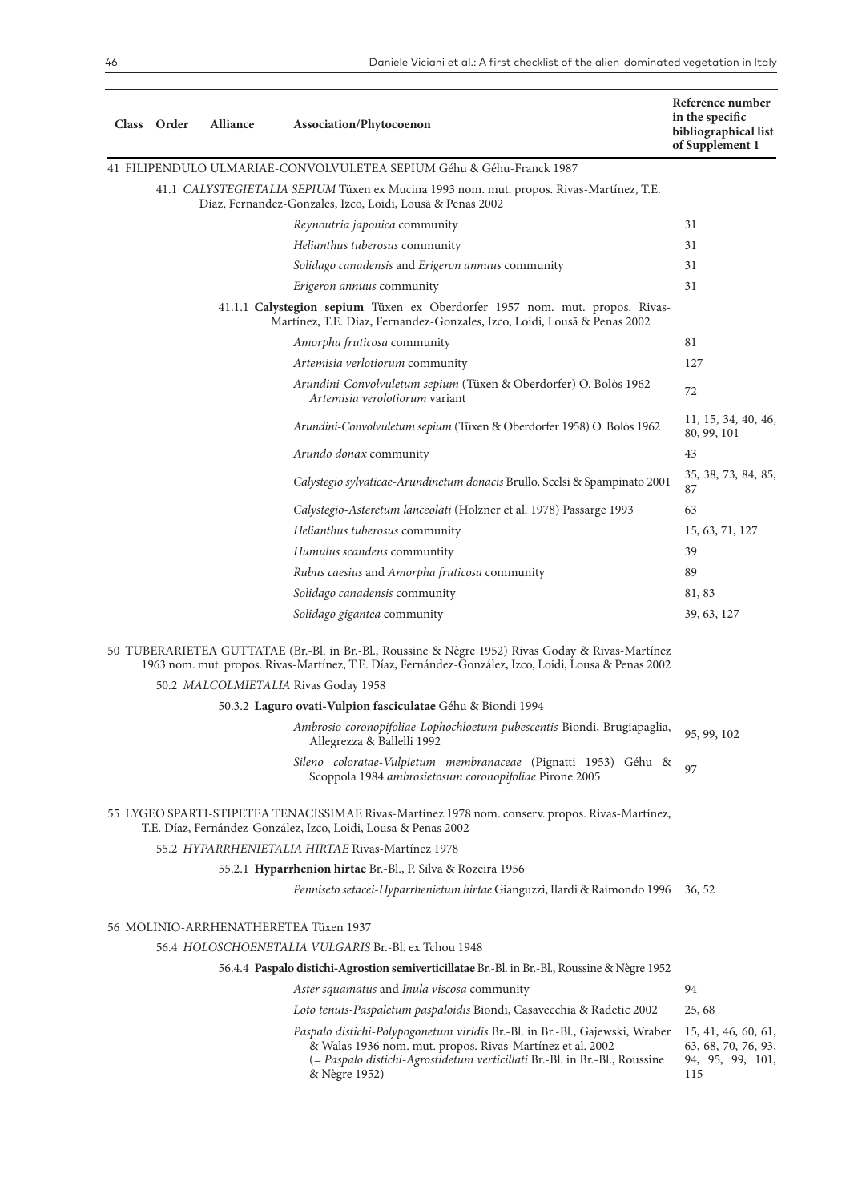| Class | Order | Alliance | Association/Phytocoenon | Reference number in the specific bibliographical list of Supplement 1 |
|---|---|---|---|---|
| 41 FILIPENDULO ULMARIAE-CONVOLVULETEA SEPIUM Géhu & Géhu-Franck 1987 | | | | |
| | 41.1 *CALYSTEGIETALIA SEPIUM* Tüxen ex Mucina 1993 nom. mut. propos. Rivas-Martínez, T.E. Díaz, Fernandez-Gonzales, Izco, Loidi, Lousã & Penas 2002 | | | |
| | | | *Reynoutria japonica* community | 31 |
| | | | *Helianthus tuberosus* community | 31 |
| | | | *Solidago canadensis* and *Erigeron annuus* community | 31 |
| | | | *Erigeron annuus* community | 31 |
| | | 41.1.1 **Calystegion sepium** Tüxen ex Oberdorfer 1957 nom. mut. propos. Rivas-Martínez, T.E. Díaz, Fernandez-Gonzales, Izco, Loidi, Lousã & Penas 2002 | | |
| | | | *Amorpha fruticosa* community | 81 |
| | | | *Artemisia verlotiorum* community | 127 |
| | | | *Arundini-Convolvuletum sepium* (Tüxen & Oberdorfer) O. Bolòs 1962 *Artemisia verolotiorum* variant | 72 |
| | | | *Arundini-Convolvuletum sepium* (Tüxen & Oberdorfer 1958) O. Bolòs 1962 | 11, 15, 34, 40, 46, 80, 99, 101 |
| | | | *Arundo donax* community | 43 |
| | | | *Calystegio sylvaticae-Arundinetum donacis* Brullo, Scelsi & Spampinato 2001 | 35, 38, 73, 84, 85, 87 |
| | | | *Calystegio-Asteretum lanceolati* (Holzner et al. 1978) Passarge 1993 | 63 |
| | | | *Helianthus tuberosus* community | 15, 63, 71, 127 |
| | | | *Humulus scandens* communtity | 39 |
| | | | *Rubus caesius* and *Amorpha fruticosa* community | 89 |
| | | | *Solidago canadensis* community | 81, 83 |
| | | | *Solidago gigantea* community | 39, 63, 127 |
| 50 TUBERARIETEA GUTTATAE (Br.-Bl. in Br.-Bl., Roussine & Nègre 1952) Rivas Goday & Rivas-Martínez 1963 nom. mut. propos. Rivas-Martínez, T.E. Díaz, Fernández-González, Izco, Loidi, Lousa & Penas 2002 | | | | |
| | 50.2 *MALCOLMIETALIA* Rivas Goday 1958 | | | |
| | | 50.3.2 **Laguro ovati-Vulpion fasciculatae** Géhu & Biondi 1994 | | |
| | | | *Ambrosio coronopifoliae-Lophochloetum pubescentis* Biondi, Brugiapaglia, Allegrezza & Ballelli 1992 | 95, 99, 102 |
| | | | *Sileno coloratae-Vulpietum membranaceae* (Pignatti 1953) Géhu & Scoppola 1984 *ambrosietosum coronopifoliae* Pirone 2005 | 97 |
| 55 LYGEO SPARTI-STIPETEA TENACISSIMAE Rivas-Martínez 1978 nom. conserv. propos. Rivas-Martínez, T.E. Díaz, Fernández-González, Izco, Loidi, Lousa & Penas 2002 | | | | |
| | 55.2 *HYPARRHENIETALIA HIRTAE* Rivas-Martínez 1978 | | | |
| | | 55.2.1 **Hyparrhenion hirtae** Br.-Bl., P. Silva & Rozeira 1956 | | |
| | | | *Penniseto setacei-Hyparrhenietum hirtae* Gianguzzi, Ilardi & Raimondo 1996 | 36, 52 |
| 56 MOLINIO-ARRHENATHERETEA Tüxen 1937 | | | | |
| | 56.4 *HOLOSCHOENETALIA VULGARIS* Br.-Bl. ex Tchou 1948 | | | |
| | | 56.4.4 **Paspalo distichi-Agrostion semiverticillatae** Br.-Bl. in Br.-Bl., Roussine & Nègre 1952 | | |
| | | | *Aster squamatus* and *Inula viscosa* community | 94 |
| | | | *Loto tenuis-Paspaletum paspaloidis* Biondi, Casavecchia & Radetic 2002 | 25, 68 |
| | | | *Paspalo distichi-Polypogonetum viridis* Br.-Bl. in Br.-Bl., Gajewski, Wraber & Walas 1936 nom. mut. propos. Rivas-Martínez et al. 2002 (= *Paspalo distichi-Agrostidetum verticillati* Br.-Bl. in Br.-Bl., Roussine & Nègre 1952) | 15, 41, 46, 60, 61, 63, 68, 70, 76, 93, 94, 95, 99, 101, 115 |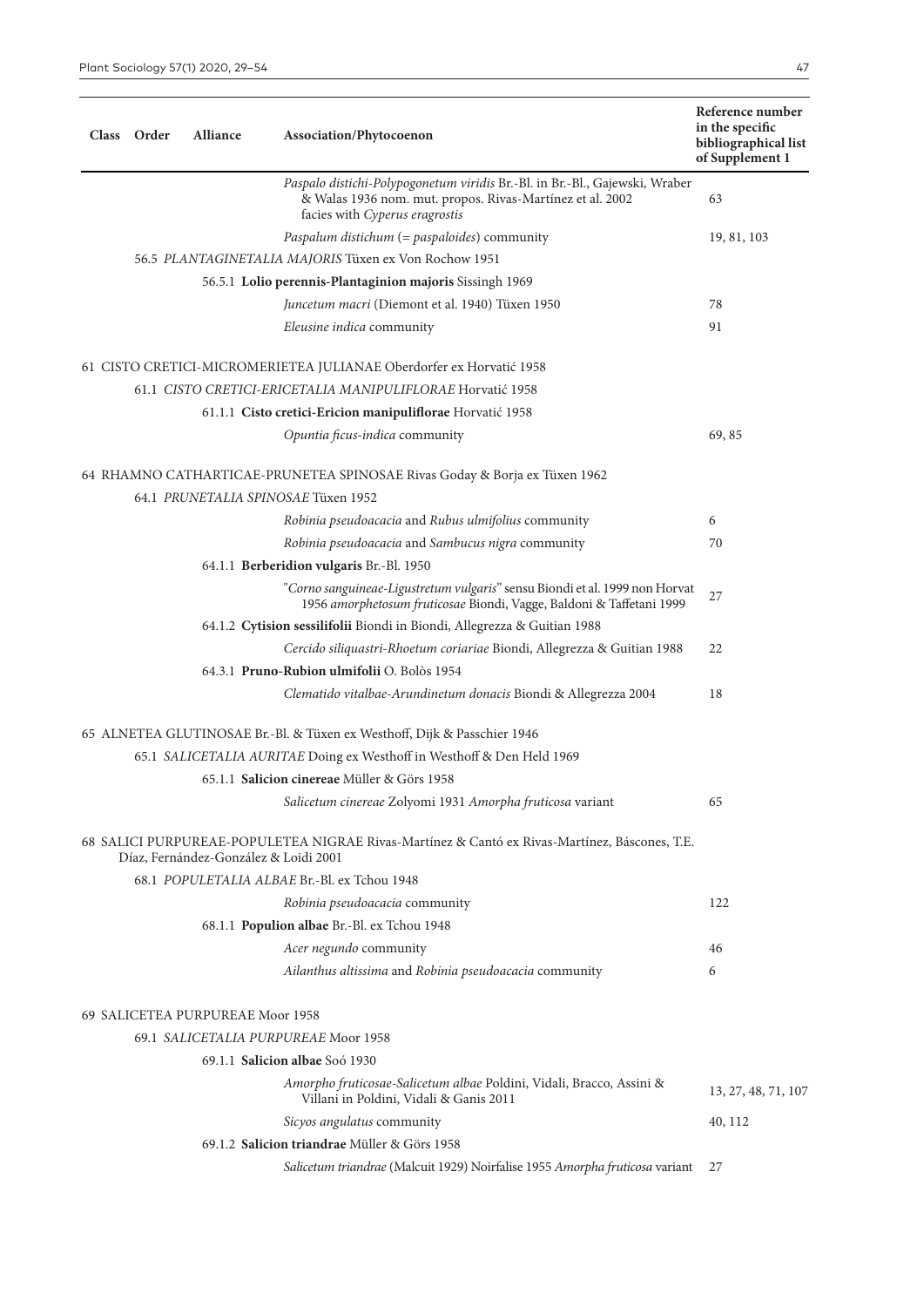| Class | Order | Alliance | Association/Phytocoenon | Reference number in the specific bibliographical list of Supplement 1 |
|---|---|---|---|---|
| | | | *Paspalo distichi-Polypogonetum viridis* Br.-Bl. in Br.-Bl., Gajewski, Wraber & Walas 1936 nom. mut. propos. Rivas-Martínez et al. 2002 facies with *Cyperus eragrostis* | 63 |
| | | | *Paspalum distichum* (= *paspaloides*) community | 19, 81, 103 |
| | 56.5 *PLANTAGINETALIA MAJORIS* Tüxen ex Von Rochow 1951 | | | |
| | | 56.5.1 **Lolio perennis-Plantaginion majoris** Sissingh 1969 | | |
| | | | *Juncetum macri* (Diemont et al. 1940) Tüxen 1950 | 78 |
| | | | *Eleusine indica* community | 91 |
| 61 CISTO CRETICI-MICROMERIETEA JULIANAE Oberdorfer ex Horvatić 1958 | | | | |
| | 61.1 *CISTO CRETICI-ERICETALIA MANIPULIFLORAE* Horvatić 1958 | | | |
| | | 61.1.1 **Cisto cretici-Ericion manipuliflorae** Horvatić 1958 | | |
| | | | *Opuntia ficus-indica* community | 69, 85 |
| 64 RHAMNO CATHARTICAE-PRUNETEA SPINOSAE Rivas Goday & Borja ex Tüxen 1962 | | | | |
| | 64.1 *PRUNETALIA SPINOSAE* Tüxen 1952 | | | |
| | | | *Robinia pseudoacacia* and *Rubus ulmifolius* community | 6 |
| | | | *Robinia pseudoacacia* and *Sambucus nigra* community | 70 |
| | | 64.1.1 **Berberidion vulgaris** Br.-Bl. 1950 | | |
| | | | "*Corno sanguineae-Ligustretum vulgaris*" sensu Biondi et al. 1999 non Horvat 1956 *amorphetosum fruticosae* Biondi, Vagge, Baldoni & Taffetani 1999 | 27 |
| | | 64.1.2 **Cytision sessilifolii** Biondi in Biondi, Allegrezza & Guitian 1988 | | |
| | | | *Cercido siliquastri-Rhoetum coriariae* Biondi, Allegrezza & Guitian 1988 | 22 |
| | | 64.3.1 **Pruno-Rubion ulmifolii** O. Bolòs 1954 | | |
| | | | *Clematido vitalbae-Arundinetum donacis* Biondi & Allegrezza 2004 | 18 |
| 65 ALNETEA GLUTINOSAE Br.-Bl. & Tüxen ex Westhoff, Dijk & Passchier 1946 | | | | |
| | 65.1 *SALICETALIA AURITAE* Doing ex Westhoff in Westhoff & Den Held 1969 | | | |
| | | 65.1.1 **Salicion cinereae** Müller & Görs 1958 | | |
| | | | *Salicetum cinereae* Zolyomi 1931 *Amorpha fruticosa* variant | 65 |
| 68 SALICI PURPUREAE-POPULETEA NIGRAE Rivas-Martínez & Cantó ex Rivas-Martínez, Báscones, T.E. Díaz, Fernández-González & Loidi 2001 | | | | |
| | 68.1 *POPULETALIA ALBAE* Br.-Bl. ex Tchou 1948 | | | |
| | | | *Robinia pseudoacacia* community | 122 |
| | | 68.1.1 **Populion albae** Br.-Bl. ex Tchou 1948 | | |
| | | | *Acer negundo* community | 46 |
| | | | *Ailanthus altissima* and *Robinia pseudoacacia* community | 6 |
| 69 SALICETEA PURPUREAE Moor 1958 | | | | |
| | 69.1 *SALICETALIA PURPUREAE* Moor 1958 | | | |
| | | 69.1.1 **Salicion albae** Soó 1930 | | |
| | | | *Amorpho fruticosae-Salicetum albae* Poldini, Vidali, Bracco, Assini & Villani in Poldini, Vidali & Ganis 2011 | 13, 27, 48, 71, 107 |
| | | | *Sicyos angulatus* community | 40, 112 |
| | | 69.1.2 **Salicion triandrae** Müller & Görs 1958 | | |
| | | | *Salicetum triandrae* (Malcuit 1929) Noirfalise 1955 *Amorpha fruticosa* variant | 27 |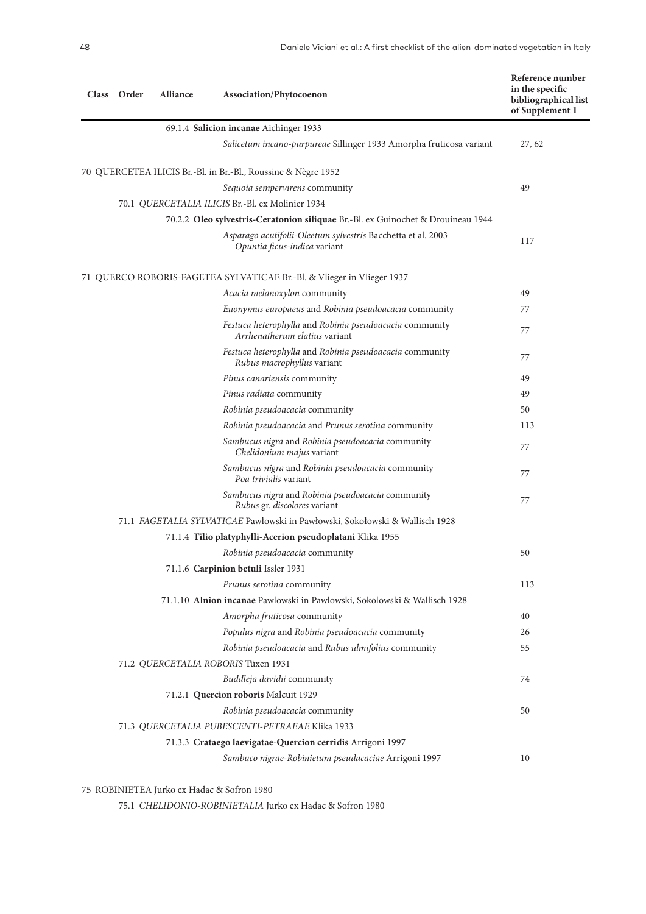| Class | Order | Alliance | Association/Phytocoenon | Reference number in the specific bibliographical list of Supplement 1 |
|---|---|---|---|---|
| | | 69.1.4 **Salicion incanae** Aichinger 1933 | | |
| | | | *Salicetum incano-purpureae* Sillinger 1933 Amorpha fruticosa variant | 27, 62 |
| 70 QUERCETEA ILICIS Br.-Bl. in Br.-Bl., Roussine & Nègre 1952 | | | | |
| | | | *Sequoia sempervirens* community | 49 |
| | 70.1 *QUERCETALIA ILICIS* Br.-Bl. ex Molinier 1934 | | | |
| | | 70.2.2 **Oleo sylvestris-Ceratonion siliquae** Br.-Bl. ex Guinochet & Drouineau 1944 | | |
| | | | *Asparago acutifolii-Oleetum sylvestris* Bacchetta et al. 2003 *Opuntia ficus-indica* variant | 117 |
| 71 QUERCO ROBORIS-FAGETEA SYLVATICAE Br.-Bl. & Vlieger in Vlieger 1937 | | | | |
| | | | *Acacia melanoxylon* community | 49 |
| | | | *Euonymus europaeus* and *Robinia pseudoacacia* community | 77 |
| | | | *Festuca heterophylla* and *Robinia pseudoacacia* community *Arrhenatherum elatius* variant | 77 |
| | | | *Festuca heterophylla* and *Robinia pseudoacacia* community *Rubus macrophyllus* variant | 77 |
| | | | *Pinus canariensis* community | 49 |
| | | | *Pinus radiata* community | 49 |
| | | | *Robinia pseudoacacia* community | 50 |
| | | | *Robinia pseudoacacia* and *Prunus serotina* community | 113 |
| | | | *Sambucus nigra* and *Robinia pseudoacacia* community *Chelidonium majus* variant | 77 |
| | | | *Sambucus nigra* and *Robinia pseudoacacia* community *Poa trivialis* variant | 77 |
| | | | *Sambucus nigra* and *Robinia pseudoacacia* community *Rubus* gr. *discolores* variant | 77 |
| | 71.1 *FAGETALIA SYLVATICAE* Pawłowski in Pawłowski, Sokołowski & Wallisch 1928 | | | |
| | | 71.1.4 **Tilio platyphylli-Acerion pseudoplatani** Klika 1955 | | |
| | | | *Robinia pseudoacacia* community | 50 |
| | | 71.1.6 **Carpinion betuli** Issler 1931 | | |
| | | | *Prunus serotina* community | 113 |
| | | 71.1.10 **Alnion incanae** Pawlowski in Pawlowski, Sokolowski & Wallisch 1928 | | |
| | | | *Amorpha fruticosa* community | 40 |
| | | | *Populus nigra* and *Robinia pseudoacacia* community | 26 |
| | | | *Robinia pseudoacacia* and *Rubus ulmifolius* community | 55 |
| | 71.2 *QUERCETALIA ROBORIS* Tüxen 1931 | | | |
| | | | *Buddleja davidii* community | 74 |
| | | 71.2.1 **Quercion roboris** Malcuit 1929 | | |
| | | | *Robinia pseudoacacia* community | 50 |
| | 71.3 *QUERCETALIA PUBESCENTI-PETRAEAE* Klika 1933 | | | |
| | | 71.3.3 **Crataego laevigatae-Quercion cerridis** Arrigoni 1997 | | |
| | | | *Sambuco nigrae-Robinietum pseudacaciae* Arrigoni 1997 | 10 |
| 75 ROBINIETEA Jurko ex Hadac & Sofron 1980 | | | | |
| | 75.1 *CHELIDONIO-ROBINIETALIA* Jurko ex Hadac & Sofron 1980 | | | |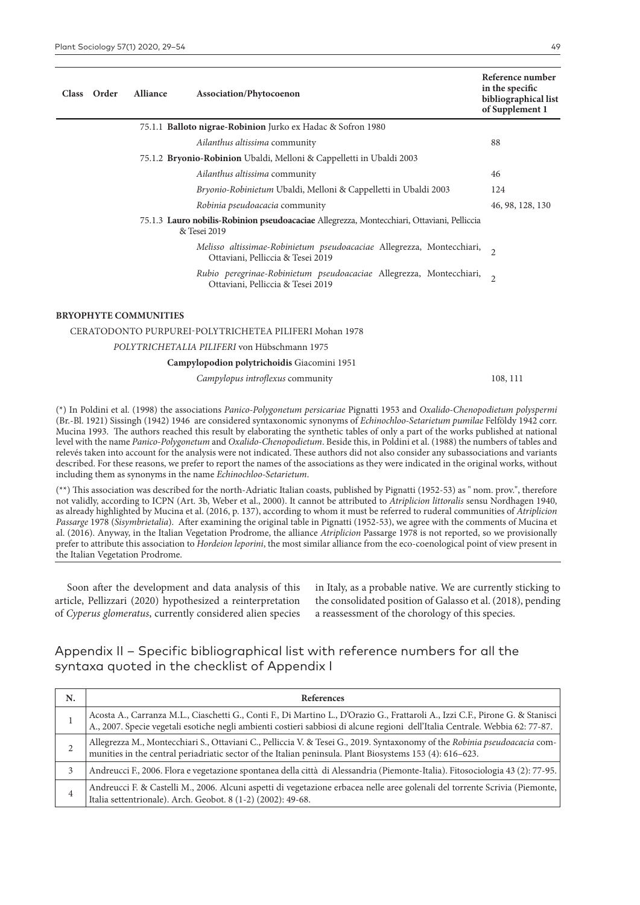| Class | Order | Alliance | Association/Phytocoenon | Reference number in the specific bibliographical list of Supplement 1 |
|---|---|---|---|---|
| | | 75.1.1 **Balloto nigrae-Robinion** Jurko ex Hadac & Sofron 1980 | | |
| | | | *Ailanthus altissima* community | 88 |
| | | 75.1.2 **Bryonio-Robinion** Ubaldi, Melloni & Cappelletti in Ubaldi 2003 | | |
| | | | *Ailanthus altissima* community | 46 |
| | | | *Bryonio-Robinietum* Ubaldi, Melloni & Cappelletti in Ubaldi 2003 | 124 |
| | | | *Robinia pseudoacacia* community | 46, 98, 128, 130 |
| | | 75.1.3 **Lauro nobilis-Robinion pseudoacaciae** Allegrezza, Montecchiari, Ottaviani, Pelliccia & Tesei 2019 | | |
| | | | *Melisso altissimae-Robinietum pseudoacaciae* Allegrezza, Montecchiari, Ottaviani, Pelliccia & Tesei 2019 | 2 |
| | | | *Rubio peregrinae-Robinietum pseudoacaciae* Allegrezza, Montecchiari, Ottaviani, Pelliccia & Tesei 2019 | 2 |
| **BRYOPHYTE COMMUNITIES** | | | | |
| CERATODONTO PURPUREI-POLYTRICHETEA PILIFERI Mohan 1978 | | | | |
| | *POLYTRICHETALIA PILIFERI* von Hübschmann 1975 | | | |
| | | **Campylopodion polytrichoidis** Giacomini 1951 | | |
| | | | *Campylopus introflexus* community | 108, 111 |

(*) In Poldini et al. (1998) the associations *Panico-Polygonetum persicariae* Pignatti 1953 and *Oxalido-Chenopodietum polyspermi* (Br.-Bl. 1921) Sissingh (1942) 1946 are considered syntaxonomic synonyms of *Echinochloo-Setarietum pumilae* Felföldy 1942 corr. Mucina 1993. The authors reached this result by elaborating the synthetic tables of only a part of the works published at national level with the name *Panico-Polygonetum* and *Oxalido-Chenopodietum*. Beside this, in Poldini et al. (1988) the numbers of tables and relevés taken into account for the analysis were not indicated. These authors did not also consider any subassociations and variants described. For these reasons, we prefer to report the names of the associations as they were indicated in the original works, without including them as synonyms in the name *Echinochloo-Setarietum*.

(**) This association was described for the north-Adriatic Italian coasts, published by Pignatti (1952-53) as " nom. prov.", therefore not validly, according to ICPN (Art. 3b, Weber et al., 2000). It cannot be attributed to *Atriplicion littoralis* sensu Nordhagen 1940, as already highlighted by Mucina et al. (2016, p. 137), according to whom it must be referred to ruderal communities of *Atriplicion Passarge* 1978 (*Sisymbrietalia*). After examining the original table in Pignatti (1952-53), we agree with the comments of Mucina et al. (2016). Anyway, in the Italian Vegetation Prodrome, the alliance *Atriplicion* Passarge 1978 is not reported, so we provisionally prefer to attribute this association to *Hordeion leporini*, the most similar alliance from the eco-coenological point of view present in the Italian Vegetation Prodrome.

Soon after the development and data analysis of this article, Pellizzari (2020) hypothesized a reinterpretation of *Cyperus glomeratus*, currently considered alien species in Italy, as a probable native. We are currently sticking to the consolidated position of Galasso et al. (2018), pending a reassessment of the chorology of this species.

## Appendix II – Specific bibliographical list with reference numbers for all the syntaxa quoted in the checklist of Appendix I

| N. | References |
|---|---|
| 1 | Acosta A., Carranza M.L., Ciaschetti G., Conti F., Di Martino L., D'Orazio G., Frattaroli A., Izzi C.F., Pirone G. & Stanisci A., 2007. Specie vegetali esotiche negli ambienti costieri sabbiosi di alcune regioni dell'Italia Centrale. Webbia 62: 77-87. |
| 2 | Allegrezza M., Montecchiari S., Ottaviani C., Pelliccia V. & Tesei G., 2019. Syntaxonomy of the *Robinia pseudoacacia* communities in the central periadriatic sector of the Italian peninsula. Plant Biosystems 153 (4): 616–623. |
| 3 | Andreucci F., 2006. Flora e vegetazione spontanea della città di Alessandria (Piemonte-Italia). Fitosociologia 43 (2): 77-95. |
| 4 | Andreucci F. & Castelli M., 2006. Alcuni aspetti di vegetazione erbacea nelle aree golenali del torrente Scrivia (Piemonte, Italia settentrionale). Arch. Geobot. 8 (1-2) (2002): 49-68. |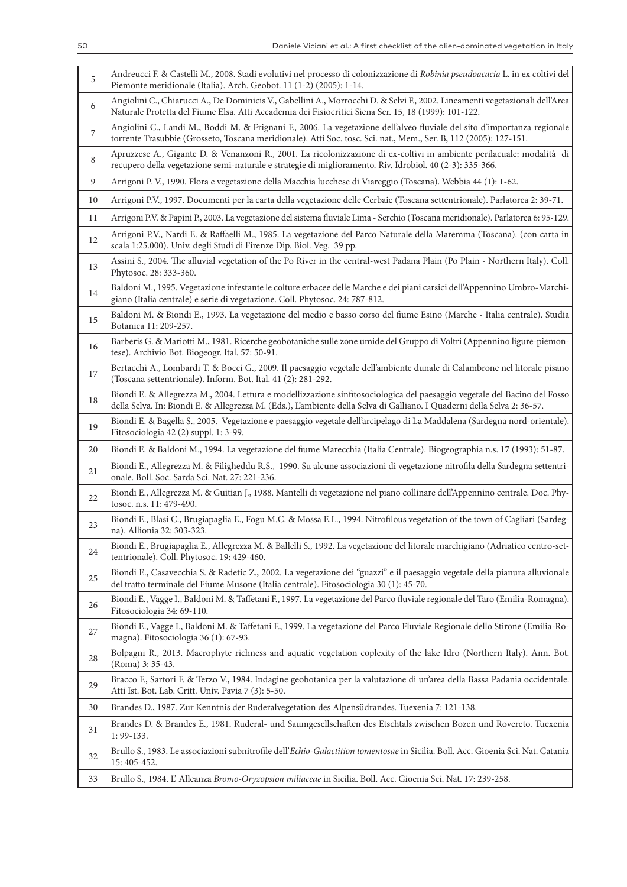| | |
|---|---|
| 5 | Andreucci F. & Castelli M., 2008. Stadi evolutivi nel processo di colonizzazione di *Robinia pseudoacacia* L. in ex coltivi del Piemonte meridionale (Italia). Arch. Geobot. 11 (1-2) (2005): 1-14. |
| 6 | Angiolini C., Chiarucci A., De Dominicis V., Gabellini A., Morrocchi D. & Selvi F., 2002. Lineamenti vegetazionali dell'Area Naturale Protetta del Fiume Elsa. Atti Accademia dei Fisiocritici Siena Ser. 15, 18 (1999): 101-122. |
| 7 | Angiolini C., Landi M., Boddi M. & Frignani F., 2006. La vegetazione dell'alveo fluviale del sito d'importanza regionale torrente Trasubbie (Grosseto, Toscana meridionale). Atti Soc. tosc. Sci. nat., Mem., Ser. B, 112 (2005): 127-151. |
| 8 | Apruzzese A., Gigante D. & Venanzoni R., 2001. La ricolonizzazione di ex-coltivi in ambiente perilacuale: modalità di recupero della vegetazione semi-naturale e strategie di miglioramento. Riv. Idrobiol. 40 (2-3): 335-366. |
| 9 | Arrigoni P. V., 1990. Flora e vegetazione della Macchia lucchese di Viareggio (Toscana). Webbia 44 (1): 1-62. |
| 10 | Arrigoni P.V., 1997. Documenti per la carta della vegetazione delle Cerbaie (Toscana settentrionale). Parlatorea 2: 39-71. |
| 11 | Arrigoni P.V. & Papini P., 2003. La vegetazione del sistema fluviale Lima - Serchio (Toscana meridionale). Parlatorea 6: 95-129. |
| 12 | Arrigoni P.V., Nardi E. & Raffaelli M., 1985. La vegetazione del Parco Naturale della Maremma (Toscana). (con carta in scala 1:25.000). Univ. degli Studi di Firenze Dip. Biol. Veg. 39 pp. |
| 13 | Assini S., 2004. The alluvial vegetation of the Po River in the central-west Padana Plain (Po Plain - Northern Italy). Coll. Phytosoc. 28: 333-360. |
| 14 | Baldoni M., 1995. Vegetazione infestante le colture erbacee delle Marche e dei piani carsici dell'Appennino Umbro-Marchigiano (Italia centrale) e serie di vegetazione. Coll. Phytosoc. 24: 787-812. |
| 15 | Baldoni M. & Biondi E., 1993. La vegetazione del medio e basso corso del fiume Esino (Marche - Italia centrale). Studia Botanica 11: 209-257. |
| 16 | Barberis G. & Mariotti M., 1981. Ricerche geobotaniche sulle zone umide del Gruppo di Voltri (Appennino ligure-piemontese). Archivio Bot. Biogeogr. Ital. 57: 50-91. |
| 17 | Bertacchi A., Lombardi T. & Bocci G., 2009. Il paesaggio vegetale dell'ambiente dunale di Calambrone nel litorale pisano (Toscana settentrionale). Inform. Bot. Ital. 41 (2): 281-292. |
| 18 | Biondi E. & Allegrezza M., 2004. Lettura e modellizzazione sinfitosociologica del paesaggio vegetale del Bacino del Fosso della Selva. In: Biondi E. & Allegrezza M. (Eds.), L'ambiente della Selva di Galliano. I Quaderni della Selva 2: 36-57. |
| 19 | Biondi E. & Bagella S., 2005. Vegetazione e paesaggio vegetale dell'arcipelago di La Maddalena (Sardegna nord-orientale). Fitosociologia 42 (2) suppl. 1: 3-99. |
| 20 | Biondi E. & Baldoni M., 1994. La vegetazione del fiume Marecchia (Italia Centrale). Biogeographia n.s. 17 (1993): 51-87. |
| 21 | Biondi E., Allegrezza M. & Filigheddu R.S., 1990. Su alcune associazioni di vegetazione nitrofila della Sardegna settentrionale. Boll. Soc. Sarda Sci. Nat. 27: 221-236. |
| 22 | Biondi E., Allegrezza M. & Guitian J., 1988. Mantelli di vegetazione nel piano collinare dell'Appennino centrale. Doc. Phytosoc. n.s. 11: 479-490. |
| 23 | Biondi E., Blasi C., Brugiapaglia E., Fogu M.C. & Mossa E.L., 1994. Nitrofilous vegetation of the town of Cagliari (Sardegna). Allionia 32: 303-323. |
| 24 | Biondi E., Brugiapaglia E., Allegrezza M. & Ballelli S., 1992. La vegetazione del litorale marchigiano (Adriatico centro-settentrionale). Coll. Phytosoc. 19: 429-460. |
| 25 | Biondi E., Casavecchia S. & Radetic Z., 2002. La vegetazione dei "guazzi" e il paesaggio vegetale della pianura alluvionale del tratto terminale del Fiume Musone (Italia centrale). Fitosociologia 30 (1): 45-70. |
| 26 | Biondi E., Vagge I., Baldoni M. & Taffetani F., 1997. La vegetazione del Parco fluviale regionale del Taro (Emilia-Romagna). Fitosociologia 34: 69-110. |
| 27 | Biondi E., Vagge I., Baldoni M. & Taffetani F., 1999. La vegetazione del Parco Fluviale Regionale dello Stirone (Emilia-Romagna). Fitosociologia 36 (1): 67-93. |
| 28 | Bolpagni R., 2013. Macrophyte richness and aquatic vegetation coplexity of the lake Idro (Northern Italy). Ann. Bot. (Roma) 3: 35-43. |
| 29 | Bracco F., Sartori F. & Terzo V., 1984. Indagine geobotanica per la valutazione di un'area della Bassa Padania occidentale. Atti Ist. Bot. Lab. Critt. Univ. Pavia 7 (3): 5-50. |
| 30 | Brandes D., 1987. Zur Kenntnis der Ruderalvegetation des Alpensüdrandes. Tuexenia 7: 121-138. |
| 31 | Brandes D. & Brandes E., 1981. Ruderal- und Saumgesellschaften des Etschtals zwischen Bozen und Rovereto. Tuexenia 1: 99-133. |
| 32 | Brullo S., 1983. Le associazioni subnitrofile dell'*Echio-Galactition tomentosae* in Sicilia. Boll. Acc. Gioenia Sci. Nat. Catania 15: 405-452. |
| 33 | Brullo S., 1984. L' Alleanza *Bromo-Oryzopsion miliaceae* in Sicilia. Boll. Acc. Gioenia Sci. Nat. 17: 239-258. |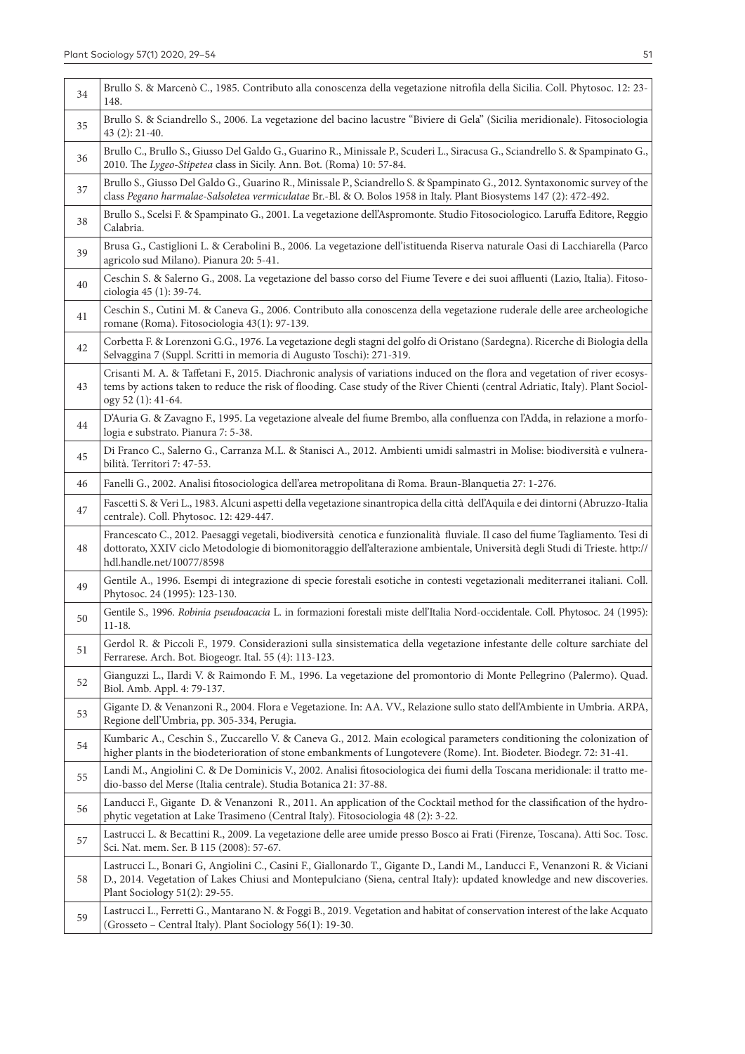| | |
|---|---|
| 34 | Brullo S. & Marcenò C., 1985. Contributo alla conoscenza della vegetazione nitrofila della Sicilia. Coll. Phytosoc. 12: 23-148. |
| 35 | Brullo S. & Sciandrello S., 2006. La vegetazione del bacino lacustre "Biviere di Gela" (Sicilia meridionale). Fitosociologia 43 (2): 21-40. |
| 36 | Brullo C., Brullo S., Giusso Del Galdo G., Guarino R., Minissale P., Scuderi L., Siracusa G., Sciandrello S. & Spampinato G., 2010. The *Lygeo-Stipetea* class in Sicily. Ann. Bot. (Roma) 10: 57-84. |
| 37 | Brullo S., Giusso Del Galdo G., Guarino R., Minissale P., Sciandrello S. & Spampinato G., 2012. Syntaxonomic survey of the class *Pegano harmalae-Salsoletea vermiculatae* Br.-Bl. & O. Bolos 1958 in Italy. Plant Biosystems 147 (2): 472-492. |
| 38 | Brullo S., Scelsi F. & Spampinato G., 2001. La vegetazione dell'Aspromonte. Studio Fitosociologico. Laruffa Editore, Reggio Calabria. |
| 39 | Brusa G., Castiglioni L. & Cerabolini B., 2006. La vegetazione dell'istituenda Riserva naturale Oasi di Lacchiarella (Parco agricolo sud Milano). Pianura 20: 5-41. |
| 40 | Ceschin S. & Salerno G., 2008. La vegetazione del basso corso del Fiume Tevere e dei suoi affluenti (Lazio, Italia). Fitosociologia 45 (1): 39-74. |
| 41 | Ceschin S., Cutini M. & Caneva G., 2006. Contributo alla conoscenza della vegetazione ruderale delle aree archeologiche romane (Roma). Fitosociologia 43(1): 97-139. |
| 42 | Corbetta F. & Lorenzoni G.G., 1976. La vegetazione degli stagni del golfo di Oristano (Sardegna). Ricerche di Biologia della Selvaggina 7 (Suppl. Scritti in memoria di Augusto Toschi): 271-319. |
| 43 | Crisanti M. A. & Taffetani F., 2015. Diachronic analysis of variations induced on the flora and vegetation of river ecosystems by actions taken to reduce the risk of flooding. Case study of the River Chienti (central Adriatic, Italy). Plant Sociology 52 (1): 41-64. |
| 44 | D'Auria G. & Zavagno F., 1995. La vegetazione alveale del fiume Brembo, alla confluenza con l'Adda, in relazione a morfologia e substrato. Pianura 7: 5-38. |
| 45 | Di Franco C., Salerno G., Carranza M.L. & Stanisci A., 2012. Ambienti umidi salmastri in Molise: biodiversità e vulnerabilità. Territori 7: 47-53. |
| 46 | Fanelli G., 2002. Analisi fitosociologica dell'area metropolitana di Roma. Braun-Blanquetia 27: 1-276. |
| 47 | Fascetti S. & Veri L., 1983. Alcuni aspetti della vegetazione sinantropica della città dell'Aquila e dei dintorni (Abruzzo-Italia centrale). Coll. Phytosoc. 12: 429-447. |
| 48 | Francescato C., 2012. Paesaggi vegetali, biodiversità cenotica e funzionalità fluviale. Il caso del fiume Tagliamento. Tesi di dottorato, XXIV ciclo Metodologie di biomonitoraggio dell'alterazione ambientale, Università degli Studi di Trieste. http://hdl.handle.net/10077/8598 |
| 49 | Gentile A., 1996. Esempi di integrazione di specie forestali esotiche in contesti vegetazionali mediterranei italiani. Coll. Phytosoc. 24 (1995): 123-130. |
| 50 | Gentile S., 1996. *Robinia pseudoacacia* L. in formazioni forestali miste dell'Italia Nord-occidentale. Coll. Phytosoc. 24 (1995): 11-18. |
| 51 | Gerdol R. & Piccoli F., 1979. Considerazioni sulla sinsistematica della vegetazione infestante delle colture sarchiate del Ferrarese. Arch. Bot. Biogeogr. Ital. 55 (4): 113-123. |
| 52 | Gianguzzi L., Ilardi V. & Raimondo F. M., 1996. La vegetazione del promontorio di Monte Pellegrino (Palermo). Quad. Biol. Amb. Appl. 4: 79-137. |
| 53 | Gigante D. & Venanzoni R., 2004. Flora e Vegetazione. In: AA. VV., Relazione sullo stato dell'Ambiente in Umbria. ARPA, Regione dell'Umbria, pp. 305-334, Perugia. |
| 54 | Kumbaric A., Ceschin S., Zuccarello V. & Caneva G., 2012. Main ecological parameters conditioning the colonization of higher plants in the biodeterioration of stone embankments of Lungotevere (Rome). Int. Biodeter. Biodegr. 72: 31-41. |
| 55 | Landi M., Angiolini C. & De Dominicis V., 2002. Analisi fitosociologica dei fiumi della Toscana meridionale: il tratto medio-basso del Merse (Italia centrale). Studia Botanica 21: 37-88. |
| 56 | Landucci F., Gigante D. & Venanzoni R., 2011. An application of the Cocktail method for the classification of the hydrophytic vegetation at Lake Trasimeno (Central Italy). Fitosociologia 48 (2): 3-22. |
| 57 | Lastrucci L. & Becattini R., 2009. La vegetazione delle aree umide presso Bosco ai Frati (Firenze, Toscana). Atti Soc. Tosc. Sci. Nat. mem. Ser. B 115 (2008): 57-67. |
| 58 | Lastrucci L., Bonari G, Angiolini C., Casini F., Giallonardo T., Gigante D., Landi M., Landucci F., Venanzoni R. & Viciani D., 2014. Vegetation of Lakes Chiusi and Montepulciano (Siena, central Italy): updated knowledge and new discoveries. Plant Sociology 51(2): 29-55. |
| 59 | Lastrucci L., Ferretti G., Mantarano N. & Foggi B., 2019. Vegetation and habitat of conservation interest of the lake Acquato (Grosseto – Central Italy). Plant Sociology 56(1): 19-30. |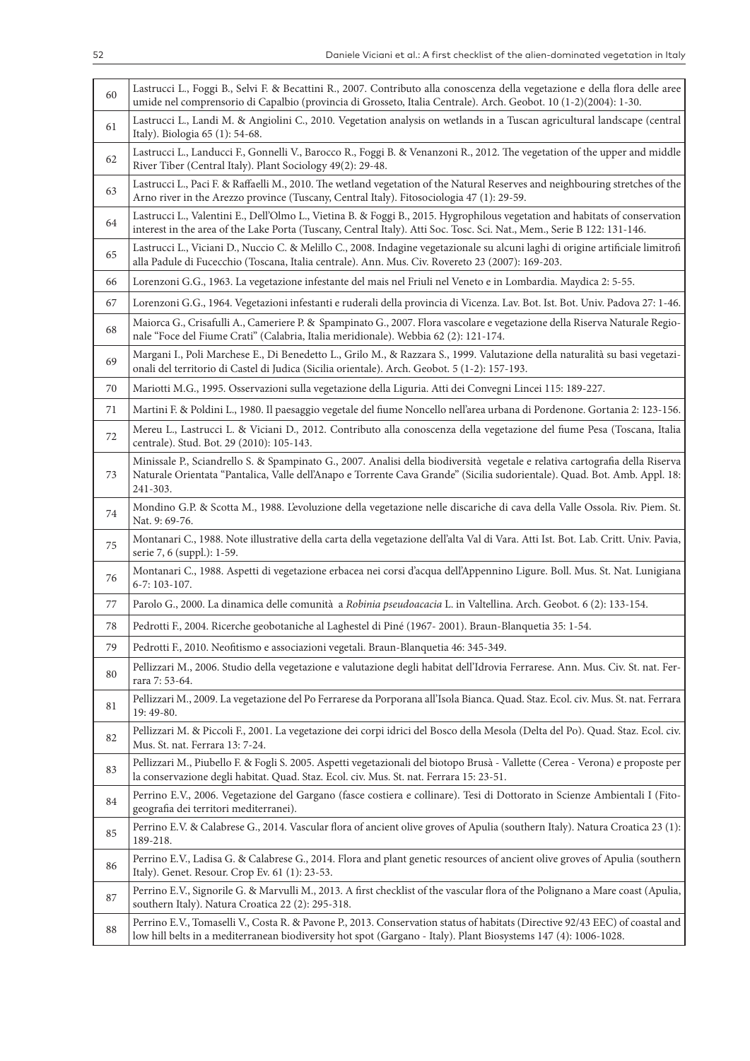| | |
|---|---|
| 60 | Lastrucci L., Foggi B., Selvi F. & Becattini R., 2007. Contributo alla conoscenza della vegetazione e della flora delle aree umide nel comprensorio di Capalbio (provincia di Grosseto, Italia Centrale). Arch. Geobot. 10 (1-2)(2004): 1-30. |
| 61 | Lastrucci L., Landi M. & Angiolini C., 2010. Vegetation analysis on wetlands in a Tuscan agricultural landscape (central Italy). Biologia 65 (1): 54-68. |
| 62 | Lastrucci L., Landucci F., Gonnelli V., Barocco R., Foggi B. & Venanzoni R., 2012. The vegetation of the upper and middle River Tiber (Central Italy). Plant Sociology 49(2): 29-48. |
| 63 | Lastrucci L., Paci F. & Raffaelli M., 2010. The wetland vegetation of the Natural Reserves and neighbouring stretches of the Arno river in the Arezzo province (Tuscany, Central Italy). Fitosociologia 47 (1): 29-59. |
| 64 | Lastrucci L., Valentini E., Dell'Olmo L., Vietina B. & Foggi B., 2015. Hygrophilous vegetation and habitats of conservation interest in the area of the Lake Porta (Tuscany, Central Italy). Atti Soc. Tosc. Sci. Nat., Mem., Serie B 122: 131-146. |
| 65 | Lastrucci L., Viciani D., Nuccio C. & Melillo C., 2008. Indagine vegetazionale su alcuni laghi di origine artificiale limitrofi alla Padule di Fucecchio (Toscana, Italia centrale). Ann. Mus. Civ. Rovereto 23 (2007): 169-203. |
| 66 | Lorenzoni G.G., 1963. La vegetazione infestante del mais nel Friuli nel Veneto e in Lombardia. Maydica 2: 5-55. |
| 67 | Lorenzoni G.G., 1964. Vegetazioni infestanti e ruderali della provincia di Vicenza. Lav. Bot. Ist. Bot. Univ. Padova 27: 1-46. |
| 68 | Maiorca G., Crisafulli A., Cameriere P. & Spampinato G., 2007. Flora vascolare e vegetazione della Riserva Naturale Regionale "Foce del Fiume Crati" (Calabria, Italia meridionale). Webbia 62 (2): 121-174. |
| 69 | Margani I., Poli Marchese E., Di Benedetto L., Grilo M., & Razzara S., 1999. Valutazione della naturalità su basi vegetazionali del territorio di Castel di Judica (Sicilia orientale). Arch. Geobot. 5 (1-2): 157-193. |
| 70 | Mariotti M.G., 1995. Osservazioni sulla vegetazione della Liguria. Atti dei Convegni Lincei 115: 189-227. |
| 71 | Martini F. & Poldini L., 1980. Il paesaggio vegetale del fiume Noncello nell'area urbana di Pordenone. Gortania 2: 123-156. |
| 72 | Mereu L., Lastrucci L. & Viciani D., 2012. Contributo alla conoscenza della vegetazione del fiume Pesa (Toscana, Italia centrale). Stud. Bot. 29 (2010): 105-143. |
| 73 | Minissale P., Sciandrello S. & Spampinato G., 2007. Analisi della biodiversità vegetale e relativa cartografia della Riserva Naturale Orientata "Pantalica, Valle dell'Anapo e Torrente Cava Grande" (Sicilia sudorientale). Quad. Bot. Amb. Appl. 18: 241-303. |
| 74 | Mondino G.P. & Scotta M., 1988. L'evoluzione della vegetazione nelle discariche di cava della Valle Ossola. Riv. Piem. St. Nat. 9: 69-76. |
| 75 | Montanari C., 1988. Note illustrative della carta della vegetazione dell'alta Val di Vara. Atti Ist. Bot. Lab. Critt. Univ. Pavia, serie 7, 6 (suppl.): 1-59. |
| 76 | Montanari C., 1988. Aspetti di vegetazione erbacea nei corsi d'acqua dell'Appennino Ligure. Boll. Mus. St. Nat. Lunigiana 6-7: 103-107. |
| 77 | Parolo G., 2000. La dinamica delle comunità a *Robinia pseudoacacia* L. in Valtellina. Arch. Geobot. 6 (2): 133-154. |
| 78 | Pedrotti F., 2004. Ricerche geobotaniche al Laghestel di Piné (1967- 2001). Braun-Blanquetia 35: 1-54. |
| 79 | Pedrotti F., 2010. Neofitismo e associazioni vegetali. Braun-Blanquetia 46: 345-349. |
| 80 | Pellizzari M., 2006. Studio della vegetazione e valutazione degli habitat dell'Idrovia Ferrarese. Ann. Mus. Civ. St. nat. Ferrara 7: 53-64. |
| 81 | Pellizzari M., 2009. La vegetazione del Po Ferrarese da Porporana all'Isola Bianca. Quad. Staz. Ecol. civ. Mus. St. nat. Ferrara 19: 49-80. |
| 82 | Pellizzari M. & Piccoli F., 2001. La vegetazione dei corpi idrici del Bosco della Mesola (Delta del Po). Quad. Staz. Ecol. civ. Mus. St. nat. Ferrara 13: 7-24. |
| 83 | Pellizzari M., Piubello F. & Fogli S. 2005. Aspetti vegetazionali del biotopo Brusà - Vallette (Cerea - Verona) e proposte per la conservazione degli habitat. Quad. Staz. Ecol. civ. Mus. St. nat. Ferrara 15: 23-51. |
| 84 | Perrino E.V., 2006. Vegetazione del Gargano (fasce costiera e collinare). Tesi di Dottorato in Scienze Ambientali I (Fitogeografia dei territori mediterranei). |
| 85 | Perrino E.V. & Calabrese G., 2014. Vascular flora of ancient olive groves of Apulia (southern Italy). Natura Croatica 23 (1): 189-218. |
| 86 | Perrino E.V., Ladisa G. & Calabrese G., 2014. Flora and plant genetic resources of ancient olive groves of Apulia (southern Italy). Genet. Resour. Crop Ev. 61 (1): 23-53. |
| 87 | Perrino E.V., Signorile G. & Marvulli M., 2013. A first checklist of the vascular flora of the Polignano a Mare coast (Apulia, southern Italy). Natura Croatica 22 (2): 295-318. |
| 88 | Perrino E.V., Tomaselli V., Costa R. & Pavone P., 2013. Conservation status of habitats (Directive 92/43 EEC) of coastal and low hill belts in a mediterranean biodiversity hot spot (Gargano - Italy). Plant Biosystems 147 (4): 1006-1028. |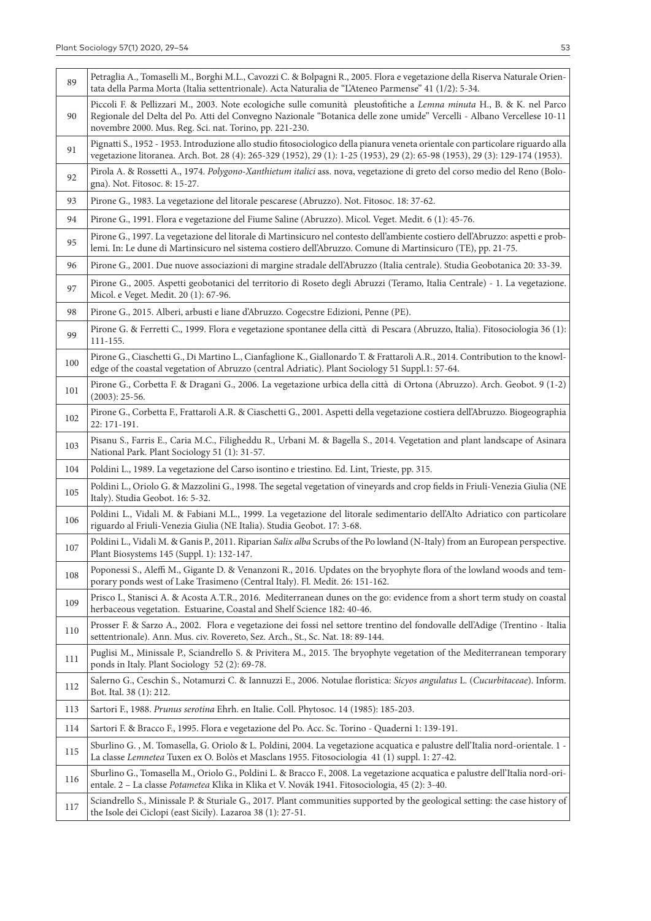| | |
|---|---|
| 89 | Petraglia A., Tomaselli M., Borghi M.L., Cavozzi C. & Bolpagni R., 2005. Flora e vegetazione della Riserva Naturale Orientata della Parma Morta (Italia settentrionale). Acta Naturalia de "L'Ateneo Parmense" 41 (1/2): 5-34. |
| 90 | Piccoli F. & Pellizzari M., 2003. Note ecologiche sulle comunità pleustofitiche a *Lemna minuta* H., B. & K. nel Parco Regionale del Delta del Po. Atti del Convegno Nazionale "Botanica delle zone umide" Vercelli - Albano Vercellese 10-11 novembre 2000. Mus. Reg. Sci. nat. Torino, pp. 221-230. |
| 91 | Pignatti S., 1952 - 1953. Introduzione allo studio fitosociologico della pianura veneta orientale con particolare riguardo alla vegetazione litoranea. Arch. Bot. 28 (4): 265-329 (1952), 29 (1): 1-25 (1953), 29 (2): 65-98 (1953), 29 (3): 129-174 (1953). |
| 92 | Pirola A. & Rossetti A., 1974. *Polygono-Xanthietum italici* ass. nova, vegetazione di greto del corso medio del Reno (Bologna). Not. Fitosoc. 8: 15-27. |
| 93 | Pirone G., 1983. La vegetazione del litorale pescarese (Abruzzo). Not. Fitosoc. 18: 37-62. |
| 94 | Pirone G., 1991. Flora e vegetazione del Fiume Saline (Abruzzo). Micol. Veget. Medit. 6 (1): 45-76. |
| 95 | Pirone G., 1997. La vegetazione del litorale di Martinsicuro nel contesto dell'ambiente costiero dell'Abruzzo: aspetti e problemi. In: Le dune di Martinsicuro nel sistema costiero dell'Abruzzo. Comune di Martinsicuro (TE), pp. 21-75. |
| 96 | Pirone G., 2001. Due nuove associazioni di margine stradale dell'Abruzzo (Italia centrale). Studia Geobotanica 20: 33-39. |
| 97 | Pirone G., 2005. Aspetti geobotanici del territorio di Roseto degli Abruzzi (Teramo, Italia Centrale) - 1. La vegetazione. Micol. e Veget. Medit. 20 (1): 67-96. |
| 98 | Pirone G., 2015. Alberi, arbusti e liane d'Abruzzo. Cogecstre Edizioni, Penne (PE). |
| 99 | Pirone G. & Ferretti C., 1999. Flora e vegetazione spontanee della città di Pescara (Abruzzo, Italia). Fitosociologia 36 (1): 111-155. |
| 100 | Pirone G., Ciaschetti G., Di Martino L., Cianfaglione K., Giallonardo T. & Frattaroli A.R., 2014. Contribution to the knowledge of the coastal vegetation of Abruzzo (central Adriatic). Plant Sociology 51 Suppl.1: 57-64. |
| 101 | Pirone G., Corbetta F. & Dragani G., 2006. La vegetazione urbica della città di Ortona (Abruzzo). Arch. Geobot. 9 (1-2) (2003): 25-56. |
| 102 | Pirone G., Corbetta F., Frattaroli A.R. & Ciaschetti G., 2001. Aspetti della vegetazione costiera dell'Abruzzo. Biogeographia 22: 171-191. |
| 103 | Pisanu S., Farris E., Caria M.C., Filigheddu R., Urbani M. & Bagella S., 2014. Vegetation and plant landscape of Asinara National Park. Plant Sociology 51 (1): 31-57. |
| 104 | Poldini L., 1989. La vegetazione del Carso isontino e triestino. Ed. Lint, Trieste, pp. 315. |
| 105 | Poldini L., Oriolo G. & Mazzolini G., 1998. The segetal vegetation of vineyards and crop fields in Friuli-Venezia Giulia (NE Italy). Studia Geobot. 16: 5-32. |
| 106 | Poldini L., Vidali M. & Fabiani M.L., 1999. La vegetazione del litorale sedimentario dell'Alto Adriatico con particolare riguardo al Friuli-Venezia Giulia (NE Italia). Studia Geobot. 17: 3-68. |
| 107 | Poldini L., Vidali M. & Ganis P., 2011. Riparian *Salix alba* Scrubs of the Po lowland (N-Italy) from an European perspective. Plant Biosystems 145 (Suppl. 1): 132-147. |
| 108 | Poponessi S., Aleffi M., Gigante D. & Venanzoni R., 2016. Updates on the bryophyte flora of the lowland woods and temporary ponds west of Lake Trasimeno (Central Italy). Fl. Medit. 26: 151-162. |
| 109 | Prisco I., Stanisci A. & Acosta A.T.R., 2016. Mediterranean dunes on the go: evidence from a short term study on coastal herbaceous vegetation. Estuarine, Coastal and Shelf Science 182: 40-46. |
| 110 | Prosser F. & Sarzo A., 2002. Flora e vegetazione dei fossi nel settore trentino del fondovalle dell'Adige (Trentino - Italia settentrionale). Ann. Mus. civ. Rovereto, Sez. Arch., St., Sc. Nat. 18: 89-144. |
| 111 | Puglisi M., Minissale P., Sciandrello S. & Privitera M., 2015. The bryophyte vegetation of the Mediterranean temporary ponds in Italy. Plant Sociology 52 (2): 69-78. |
| 112 | Salerno G., Ceschin S., Notamurzi C. & Iannuzzi E., 2006. Notulae floristica: *Sicyos angulatus* L. (*Cucurbitaceae*). Inform. Bot. Ital. 38 (1): 212. |
| 113 | Sartori F., 1988. *Prunus serotina* Ehrh. en Italie. Coll. Phytosoc. 14 (1985): 185-203. |
| 114 | Sartori F. & Bracco F., 1995. Flora e vegetazione del Po. Acc. Sc. Torino - Quaderni 1: 139-191. |
| 115 | Sburlino G. , M. Tomasella, G. Oriolo & L. Poldini, 2004. La vegetazione acquatica e palustre dell'Italia nord-orientale. 1 - La classe *Lemnetea* Tuxen ex O. Bolòs et Masclans 1955. Fitosociologia 41 (1) suppl. 1: 27-42. |
| 116 | Sburlino G., Tomasella M., Oriolo G., Poldini L. & Bracco F., 2008. La vegetazione acquatica e palustre dell'Italia nord-orientale. 2 – La classe *Potametea* Klika in Klika et V. Novák 1941. Fitosociologia, 45 (2): 3-40. |
| 117 | Sciandrello S., Minissale P. & Sturiale G., 2017. Plant communities supported by the geological setting: the case history of the Isole dei Ciclopi (east Sicily). Lazaroa 38 (1): 27-51. |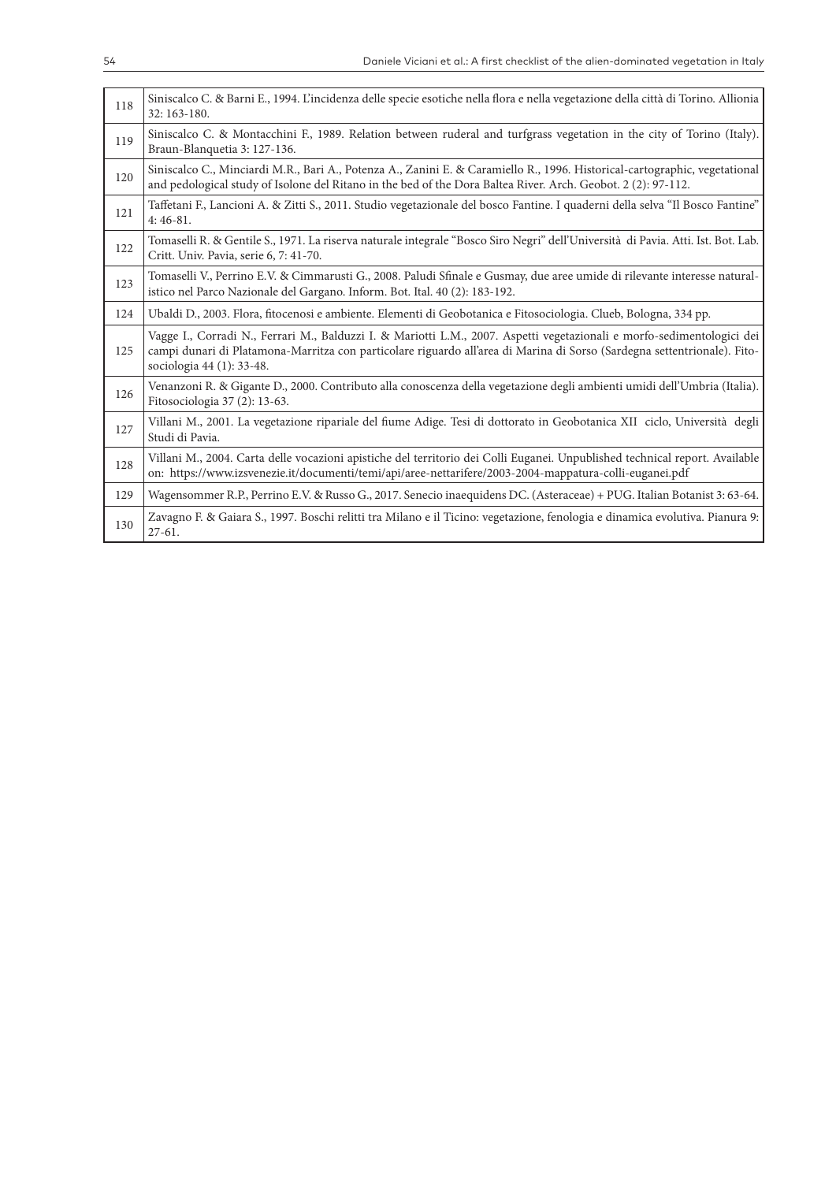| | |
|---|---|
| 118 | Siniscalco C. & Barni E., 1994. L'incidenza delle specie esotiche nella flora e nella vegetazione della città di Torino. Allionia 32: 163-180. |
| 119 | Siniscalco C. & Montacchini F., 1989. Relation between ruderal and turfgrass vegetation in the city of Torino (Italy). Braun-Blanquetia 3: 127-136. |
| 120 | Siniscalco C., Minciardi M.R., Bari A., Potenza A., Zanini E. & Caramiello R., 1996. Historical-cartographic, vegetational and pedological study of Isolone del Ritano in the bed of the Dora Baltea River. Arch. Geobot. 2 (2): 97-112. |
| 121 | Taffetani F., Lancioni A. & Zitti S., 2011. Studio vegetazionale del bosco Fantine. I quaderni della selva "Il Bosco Fantine" 4: 46-81. |
| 122 | Tomaselli R. & Gentile S., 1971. La riserva naturale integrale "Bosco Siro Negri" dell'Università di Pavia. Atti. Ist. Bot. Lab. Critt. Univ. Pavia, serie 6, 7: 41-70. |
| 123 | Tomaselli V., Perrino E.V. & Cimmarusti G., 2008. Paludi Sfinale e Gusmay, due aree umide di rilevante interesse naturalistico nel Parco Nazionale del Gargano. Inform. Bot. Ital. 40 (2): 183-192. |
| 124 | Ubaldi D., 2003. Flora, fitocenosi e ambiente. Elementi di Geobotanica e Fitosociologia. Clueb, Bologna, 334 pp. |
| 125 | Vagge I., Corradi N., Ferrari M., Balduzzi I. & Mariotti L.M., 2007. Aspetti vegetazionali e morfo-sedimentologici dei campi dunari di Platamona-Marritza con particolare riguardo all'area di Marina di Sorso (Sardegna settentrionale). Fitosociologia 44 (1): 33-48. |
| 126 | Venanzoni R. & Gigante D., 2000. Contributo alla conoscenza della vegetazione degli ambienti umidi dell'Umbria (Italia). Fitosociologia 37 (2): 13-63. |
| 127 | Villani M., 2001. La vegetazione ripariale del fiume Adige. Tesi di dottorato in Geobotanica XII ciclo, Università degli Studi di Pavia. |
| 128 | Villani M., 2004. Carta delle vocazioni apistiche del territorio dei Colli Euganei. Unpublished technical report. Available on: https://www.izsvenezie.it/documenti/temi/api/aree-nettarifere/2003-2004-mappatura-colli-euganei.pdf |
| 129 | Wagensommer R.P., Perrino E.V. & Russo G., 2017. Senecio inaequidens DC. (Asteraceae) + PUG. Italian Botanist 3: 63-64. |
| 130 | Zavagno F. & Gaiara S., 1997. Boschi relitti tra Milano e il Ticino: vegetazione, fenologia e dinamica evolutiva. Pianura 9: 27-61. |